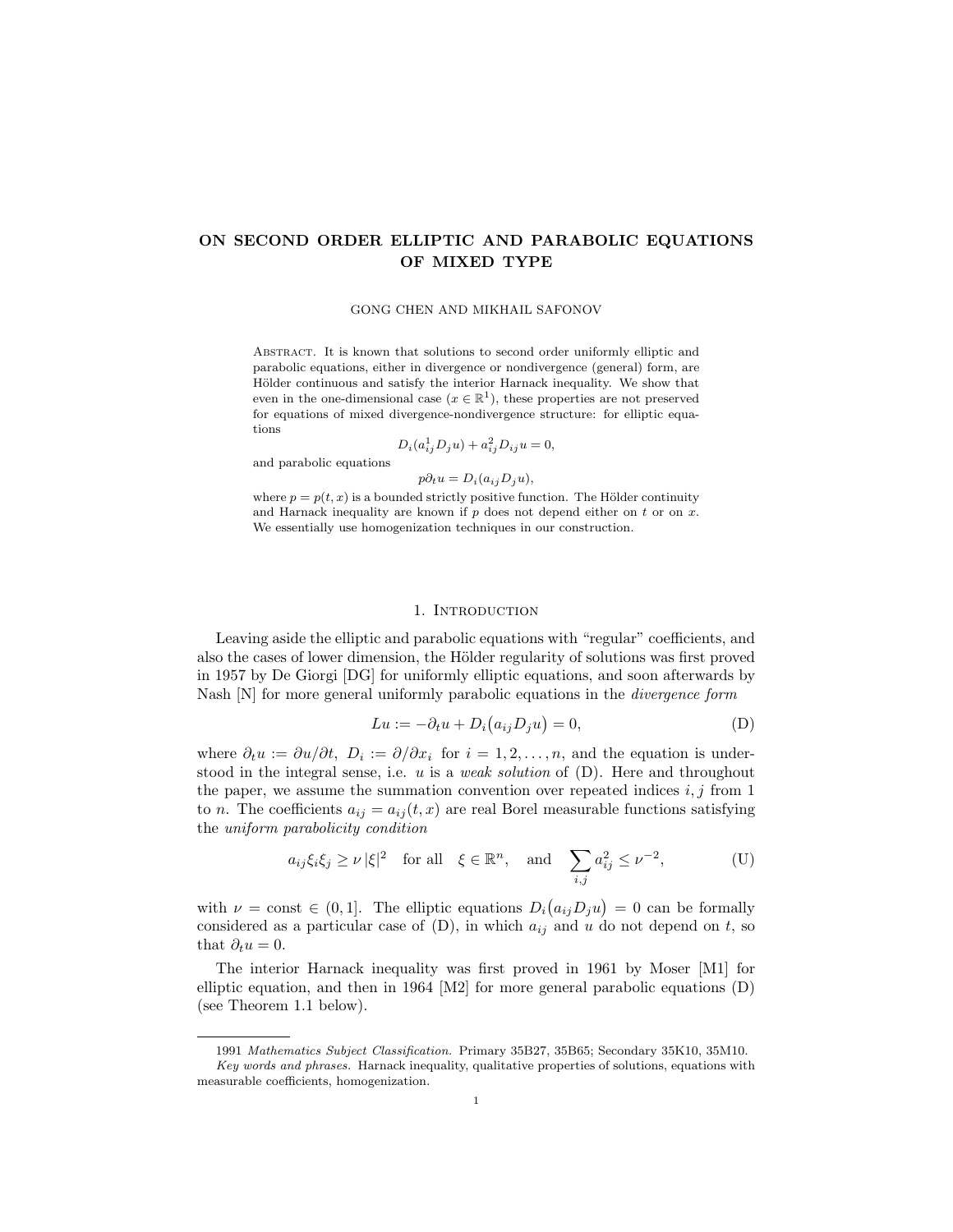# ON SECOND ORDER ELLIPTIC AND PARABOLIC EQUATIONS OF MIXED TYPE

GONG CHEN AND MIKHAIL SAFONOV

Abstract. It is known that solutions to second order uniformly elliptic and parabolic equations, either in divergence or nondivergence (general) form, are Hölder continuous and satisfy the interior Harnack inequality. We show that even in the one-dimensional case ($x \in \mathbb{R}^1$), these properties are not preserved for equations of mixed divergence-nondivergence structure: for elliptic equations

$$D_i(a^1_{ij} D_j u) + a^2_{ij} D_{ij} u = 0,$$

and parabolic equations

$$p\partial_t u = D_i(a_{ij} D_j u),$$

where $p = p(t, x)$ is a bounded strictly positive function. The Hölder continuity and Harnack inequality are known if $p$ does not depend either on $t$ or on $x$. We essentially use homogenization techniques in our construction.

## 1. Introduction

Leaving aside the elliptic and parabolic equations with "regular" coefficients, and also the cases of lower dimension, the Hölder regularity of solutions was first proved in 1957 by De Giorgi [DG] for uniformly elliptic equations, and soon afterwards by Nash [N] for more general uniformly parabolic equations in the *divergence form*

$$Lu := -\partial_t u + D_i\big(a_{ij} D_j u\big) = 0, \tag{D}$$

where $\partial_t u := \partial u/\partial t$, $D_i := \partial/\partial x_i$ for $i = 1, 2, \ldots, n$, and the equation is understood in the integral sense, i.e. $u$ is a *weak solution* of (D). Here and throughout the paper, we assume the summation convention over repeated indices $i, j$ from 1 to $n$. The coefficients $a_{ij} = a_{ij}(t, x)$ are real Borel measurable functions satisfying the *uniform parabolicity condition*

$$a_{ij}\xi_i\xi_j \geq \nu\,|\xi|^2 \quad \text{for all} \quad \xi \in \mathbb{R}^n, \quad \text{and} \quad \sum_{i,j} a_{ij}^2 \leq \nu^{-2}, \tag{U}$$

with $\nu = \text{const} \in (0, 1]$. The elliptic equations $D_i\big(a_{ij} D_j u\big) = 0$ can be formally considered as a particular case of (D), in which $a_{ij}$ and $u$ do not depend on $t$, so that $\partial_t u = 0$.

The interior Harnack inequality was first proved in 1961 by Moser [M1] for elliptic equation, and then in 1964 [M2] for more general parabolic equations (D) (see Theorem 1.1 below).

---

1991 *Mathematics Subject Classification.* Primary 35B27, 35B65; Secondary 35K10, 35M10.

*Key words and phrases.* Harnack inequality, qualitative properties of solutions, equations with measurable coefficients, homogenization.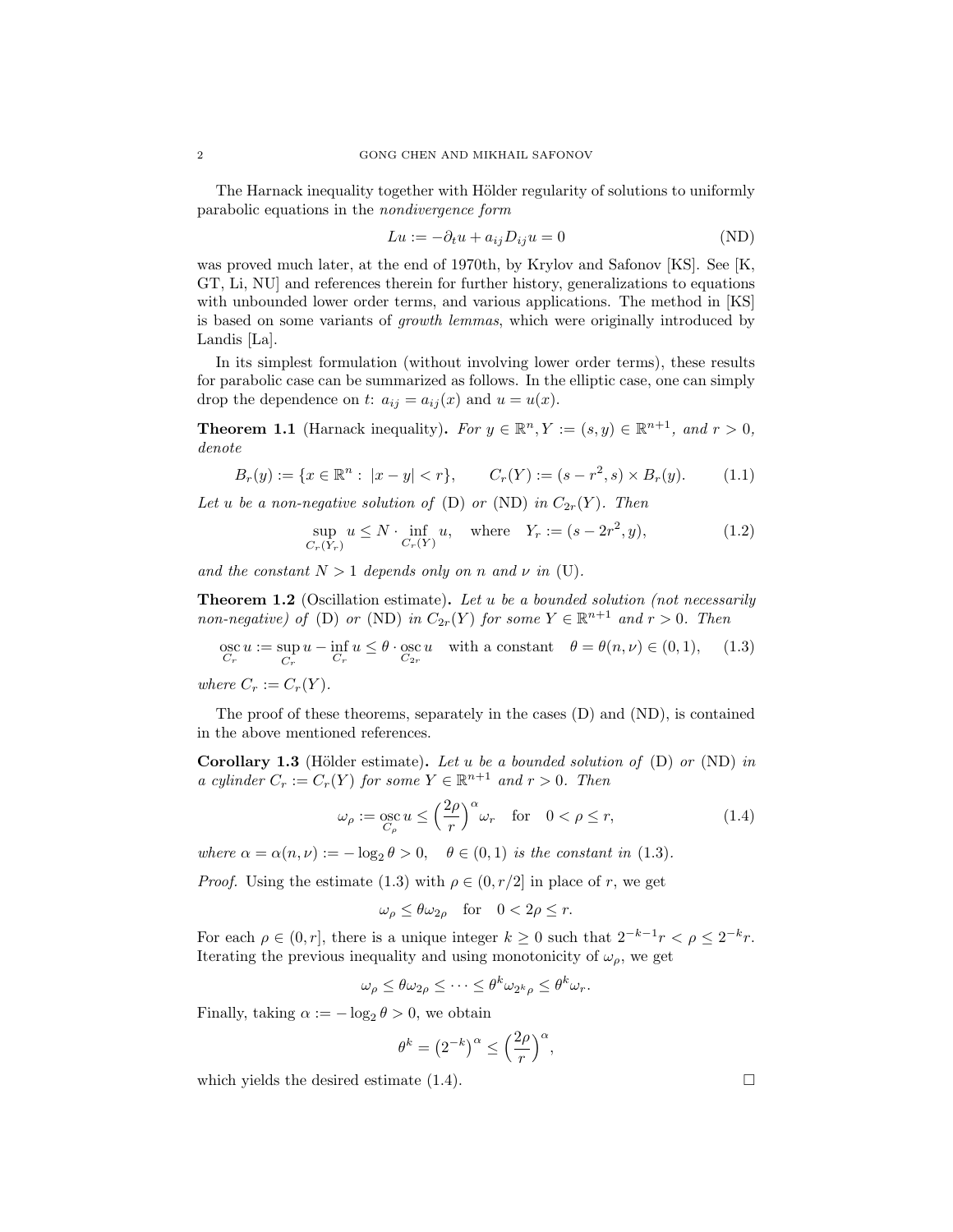The Harnack inequality together with Hölder regularity of solutions to uniformly parabolic equations in the *nondivergence form*

$$Lu := -\partial_t u + a_{ij} D_{ij} u = 0 \tag{ND}$$

was proved much later, at the end of 1970th, by Krylov and Safonov [KS]. See [K, GT, Li, NU] and references therein for further history, generalizations to equations with unbounded lower order terms, and various applications. The method in [KS] is based on some variants of *growth lemmas*, which were originally introduced by Landis [La].

In its simplest formulation (without involving lower order terms), these results for parabolic case can be summarized as follows. In the elliptic case, one can simply drop the dependence on $t$: $a_{ij} = a_{ij}(x)$ and $u = u(x)$.

**Theorem 1.1** (Harnack inequality)**.** *For $y \in \mathbb{R}^n, Y := (s, y) \in \mathbb{R}^{n+1}$, and $r > 0$, denote*

$$B_r(y) := \{x \in \mathbb{R}^n : |x - y| < r\}, \qquad C_r(Y) := (s - r^2, s) \times B_r(y). \tag{1.1}$$

*Let $u$ be a non-negative solution of* (D) *or* (ND) *in $C_{2r}(Y)$. Then*

$$\sup_{C_r(Y_r)} u \le N \cdot \inf_{C_r(Y)} u, \quad \text{where} \quad Y_r := (s - 2r^2, y), \tag{1.2}$$

*and the constant $N > 1$ depends only on $n$ and $\nu$ in* (U).

**Theorem 1.2** (Oscillation estimate)**.** *Let $u$ be a bounded solution (not necessarily non-negative) of* (D) *or* (ND) *in $C_{2r}(Y)$ for some $Y \in \mathbb{R}^{n+1}$ and $r > 0$. Then*

$$\operatorname*{osc}_{C_r} u := \sup_{C_r} u - \inf_{C_r} u \le \theta \cdot \operatorname*{osc}_{C_{2r}} u \quad \text{with a constant} \quad \theta = \theta(n, \nu) \in (0, 1), \tag{1.3}$$

*where $C_r := C_r(Y)$.*

The proof of these theorems, separately in the cases (D) and (ND), is contained in the above mentioned references.

**Corollary 1.3** (Hölder estimate)**.** *Let $u$ be a bounded solution of* (D) *or* (ND) *in a cylinder $C_r := C_r(Y)$ for some $Y \in \mathbb{R}^{n+1}$ and $r > 0$. Then*

$$\omega_\rho := \operatorname*{osc}_{C_\rho} u \le \left(\frac{2\rho}{r}\right)^\alpha \omega_r \quad \text{for} \quad 0 < \rho \le r, \tag{1.4}$$

*where $\alpha = \alpha(n, \nu) := -\log_2 \theta > 0, \quad \theta \in (0, 1)$ is the constant in* (1.3)*.*

*Proof.* Using the estimate (1.3) with $\rho \in (0, r/2]$ in place of $r$, we get

$$\omega_\rho \le \theta \omega_{2\rho} \quad \text{for} \quad 0 < 2\rho \le r.$$

For each $\rho \in (0, r]$, there is a unique integer $k \ge 0$ such that $2^{-k-1} r < \rho \le 2^{-k} r$. Iterating the previous inequality and using monotonicity of $\omega_\rho$, we get

$$\omega_\rho \le \theta \omega_{2\rho} \le \cdots \le \theta^k \omega_{2^k \rho} \le \theta^k \omega_r.$$

Finally, taking $\alpha := -\log_2 \theta > 0$, we obtain

$$\theta^k = \left(2^{-k}\right)^\alpha \le \left(\frac{2\rho}{r}\right)^\alpha,$$

which yields the desired estimate (1.4). $\square$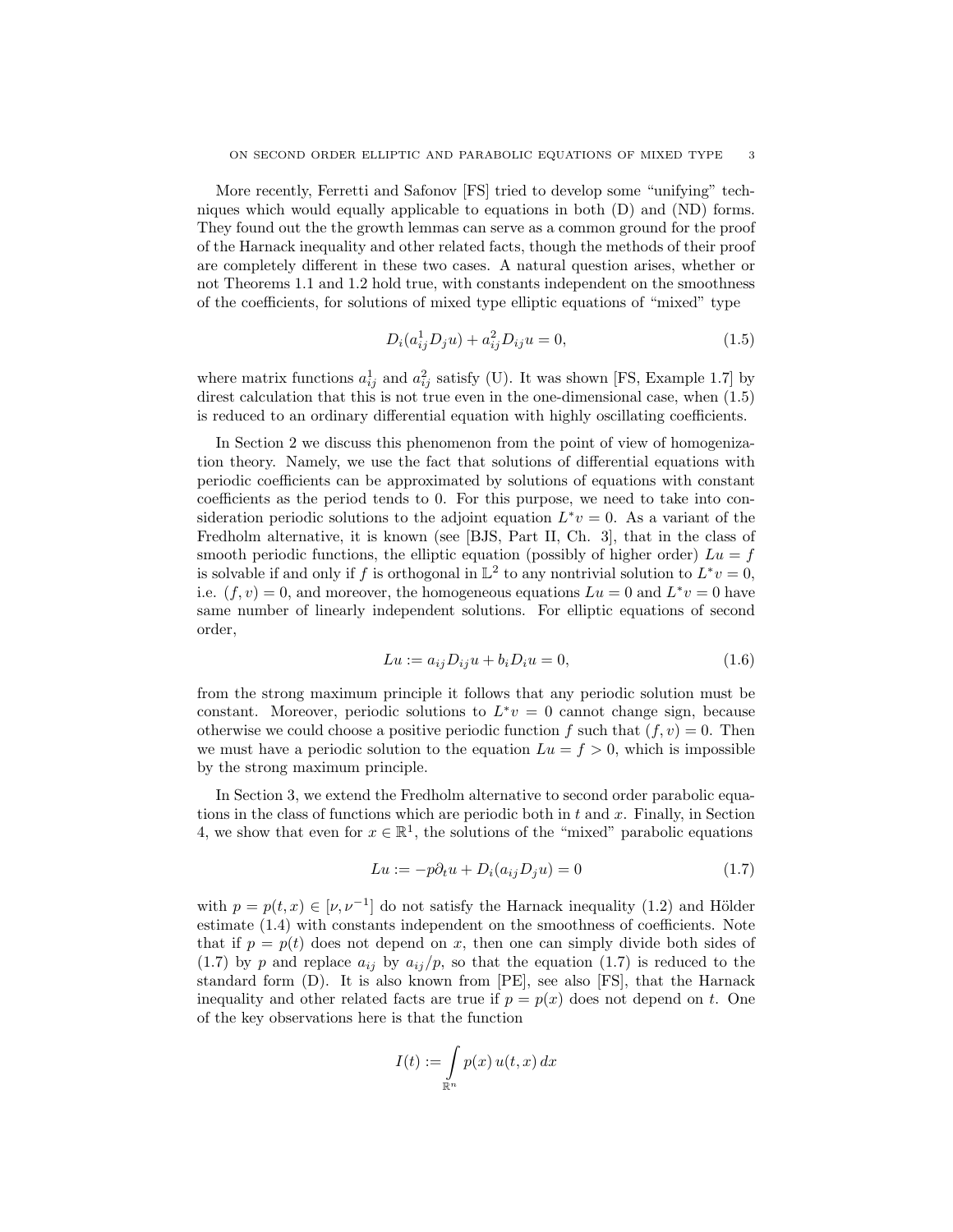More recently, Ferretti and Safonov [FS] tried to develop some "unifying" techniques which would equally applicable to equations in both (D) and (ND) forms. They found out the the growth lemmas can serve as a common ground for the proof of the Harnack inequality and other related facts, though the methods of their proof are completely different in these two cases. A natural question arises, whether or not Theorems 1.1 and 1.2 hold true, with constants independent on the smoothness of the coefficients, for solutions of mixed type elliptic equations of "mixed" type

$$D_i(a^1_{ij} D_j u) + a^2_{ij} D_{ij} u = 0, \tag{1.5}$$

where matrix functions $a^1_{ij}$ and $a^2_{ij}$ satisfy (U). It was shown [FS, Example 1.7] by direst calculation that this is not true even in the one-dimensional case, when (1.5) is reduced to an ordinary differential equation with highly oscillating coefficients.

In Section 2 we discuss this phenomenon from the point of view of homogenization theory. Namely, we use the fact that solutions of differential equations with periodic coefficients can be approximated by solutions of equations with constant coefficients as the period tends to 0. For this purpose, we need to take into consideration periodic solutions to the adjoint equation $L^* v = 0$. As a variant of the Fredholm alternative, it is known (see [BJS, Part II, Ch. 3], that in the class of smooth periodic functions, the elliptic equation (possibly of higher order) $Lu = f$ is solvable if and only if $f$ is orthogonal in $\mathbb{L}^2$ to any nontrivial solution to $L^* v = 0$, i.e. $(f, v) = 0$, and moreover, the homogeneous equations $Lu = 0$ and $L^* v = 0$ have same number of linearly independent solutions. For elliptic equations of second order,

$$Lu := a_{ij} D_{ij} u + b_i D_i u = 0, \tag{1.6}$$

from the strong maximum principle it follows that any periodic solution must be constant. Moreover, periodic solutions to $L^* v = 0$ cannot change sign, because otherwise we could choose a positive periodic function $f$ such that $(f, v) = 0$. Then we must have a periodic solution to the equation $Lu = f > 0$, which is impossible by the strong maximum principle.

In Section 3, we extend the Fredholm alternative to second order parabolic equations in the class of functions which are periodic both in $t$ and $x$. Finally, in Section 4, we show that even for $x \in \mathbb{R}^1$, the solutions of the "mixed" parabolic equations

$$Lu := -p \partial_t u + D_i(a_{ij} D_j u) = 0 \tag{1.7}$$

with $p = p(t, x) \in [\nu, \nu^{-1}]$ do not satisfy the Harnack inequality (1.2) and Hölder estimate (1.4) with constants independent on the smoothness of coefficients. Note that if $p = p(t)$ does not depend on $x$, then one can simply divide both sides of (1.7) by $p$ and replace $a_{ij}$ by $a_{ij}/p$, so that the equation (1.7) is reduced to the standard form (D). It is also known from [PE], see also [FS], that the Harnack inequality and other related facts are true if $p = p(x)$ does not depend on $t$. One of the key observations here is that the function

$$I(t) := \int_{\mathbb{R}^n} p(x)\, u(t, x)\, dx$$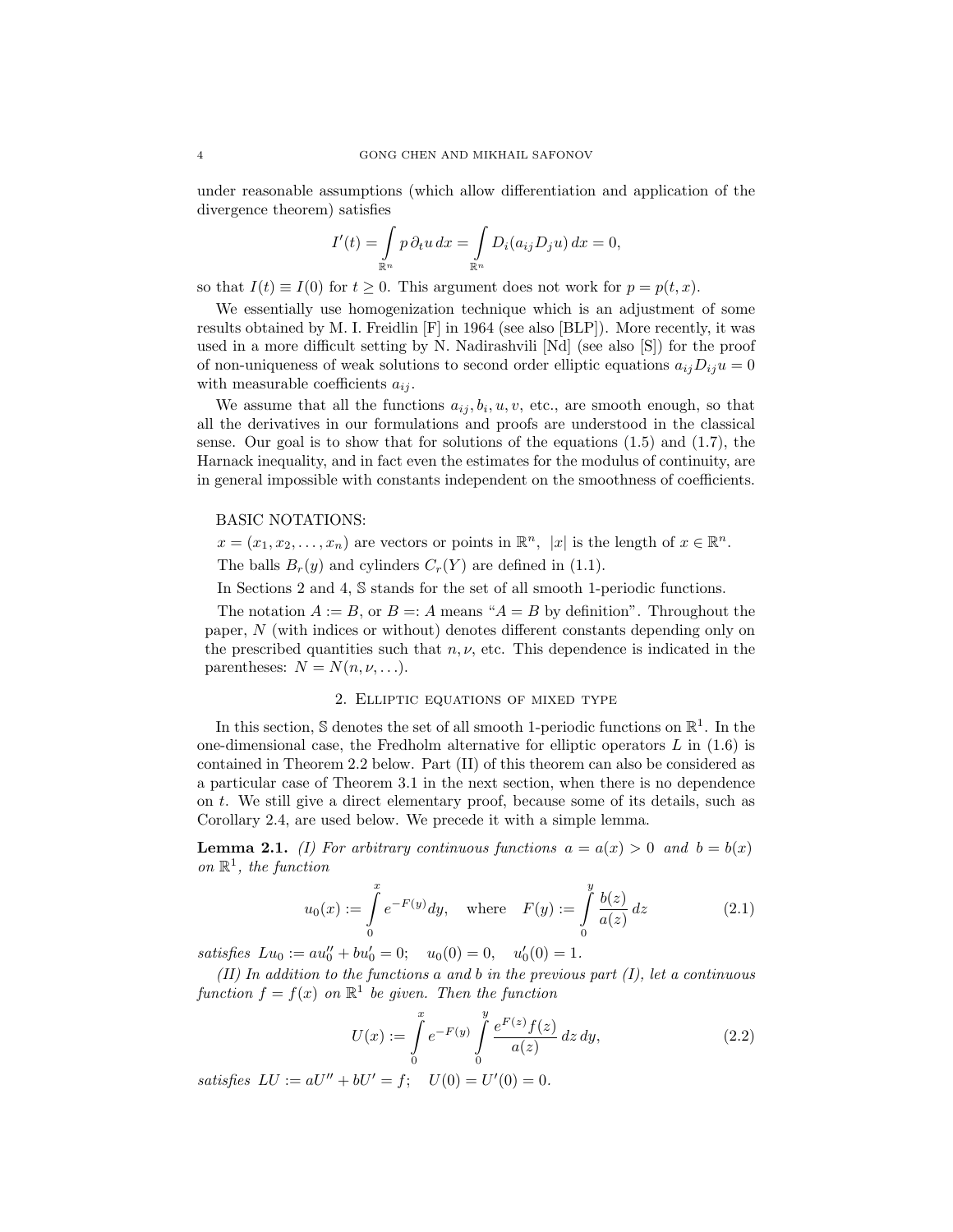under reasonable assumptions (which allow differentiation and application of the divergence theorem) satisfies

$$I'(t) = \int\limits_{\mathbb{R}^n} p\, \partial_t u \, dx = \int\limits_{\mathbb{R}^n} D_i(a_{ij} D_j u)\, dx = 0,$$

so that $I(t) \equiv I(0)$ for $t \geq 0$. This argument does not work for $p = p(t, x)$.

We essentially use homogenization technique which is an adjustment of some results obtained by M. I. Freidlin [F] in 1964 (see also [BLP]). More recently, it was used in a more difficult setting by N. Nadirashvili [Nd] (see also [S]) for the proof of non-uniqueness of weak solutions to second order elliptic equations $a_{ij} D_{ij} u = 0$ with measurable coefficients $a_{ij}$.

We assume that all the functions $a_{ij}, b_i, u, v$, etc., are smooth enough, so that all the derivatives in our formulations and proofs are understood in the classical sense. Our goal is to show that for solutions of the equations (1.5) and (1.7), the Harnack inequality, and in fact even the estimates for the modulus of continuity, are in general impossible with constants independent on the smoothness of coefficients.

BASIC NOTATIONS:

$x = (x_1, x_2, \ldots, x_n)$ are vectors or points in $\mathbb{R}^n$, $|x|$ is the length of $x \in \mathbb{R}^n$.

The balls $B_r(y)$ and cylinders $C_r(Y)$ are defined in (1.1).

In Sections 2 and 4, $\mathbb{S}$ stands for the set of all smooth 1-periodic functions.

The notation $A := B$, or $B =: A$ means "$A = B$ by definition". Throughout the paper, $N$ (with indices or without) denotes different constants depending only on the prescribed quantities such that $n, \nu$, etc. This dependence is indicated in the parentheses: $N = N(n, \nu, \ldots)$.

## 2. Elliptic equations of mixed type

In this section, $\mathbb{S}$ denotes the set of all smooth 1-periodic functions on $\mathbb{R}^1$. In the one-dimensional case, the Fredholm alternative for elliptic operators $L$ in (1.6) is contained in Theorem 2.2 below. Part (II) of this theorem can also be considered as a particular case of Theorem 3.1 in the next section, when there is no dependence on $t$. We still give a direct elementary proof, because some of its details, such as Corollary 2.4, are used below. We precede it with a simple lemma.

**Lemma 2.1.** *(I) For arbitrary continuous functions $a = a(x) > 0$ and $b = b(x)$ on $\mathbb{R}^1$, the function*

$$u_0(x) := \int\limits_0^x e^{-F(y)} dy, \quad \text{where} \quad F(y) := \int\limits_0^y \frac{b(z)}{a(z)}\, dz \tag{2.1}$$

*satisfies $Lu_0 := au_0'' + bu_0' = 0; \quad u_0(0) = 0, \quad u_0'(0) = 1$.*

*(II) In addition to the functions $a$ and $b$ in the previous part (I), let a continuous function $f = f(x)$ on $\mathbb{R}^1$ be given. Then the function*

$$U(x) := \int\limits_0^x e^{-F(y)} \int\limits_0^y \frac{e^{F(z)} f(z)}{a(z)}\, dz\, dy, \tag{2.2}$$

*satisfies $LU := aU'' + bU' = f; \quad U(0) = U'(0) = 0$.*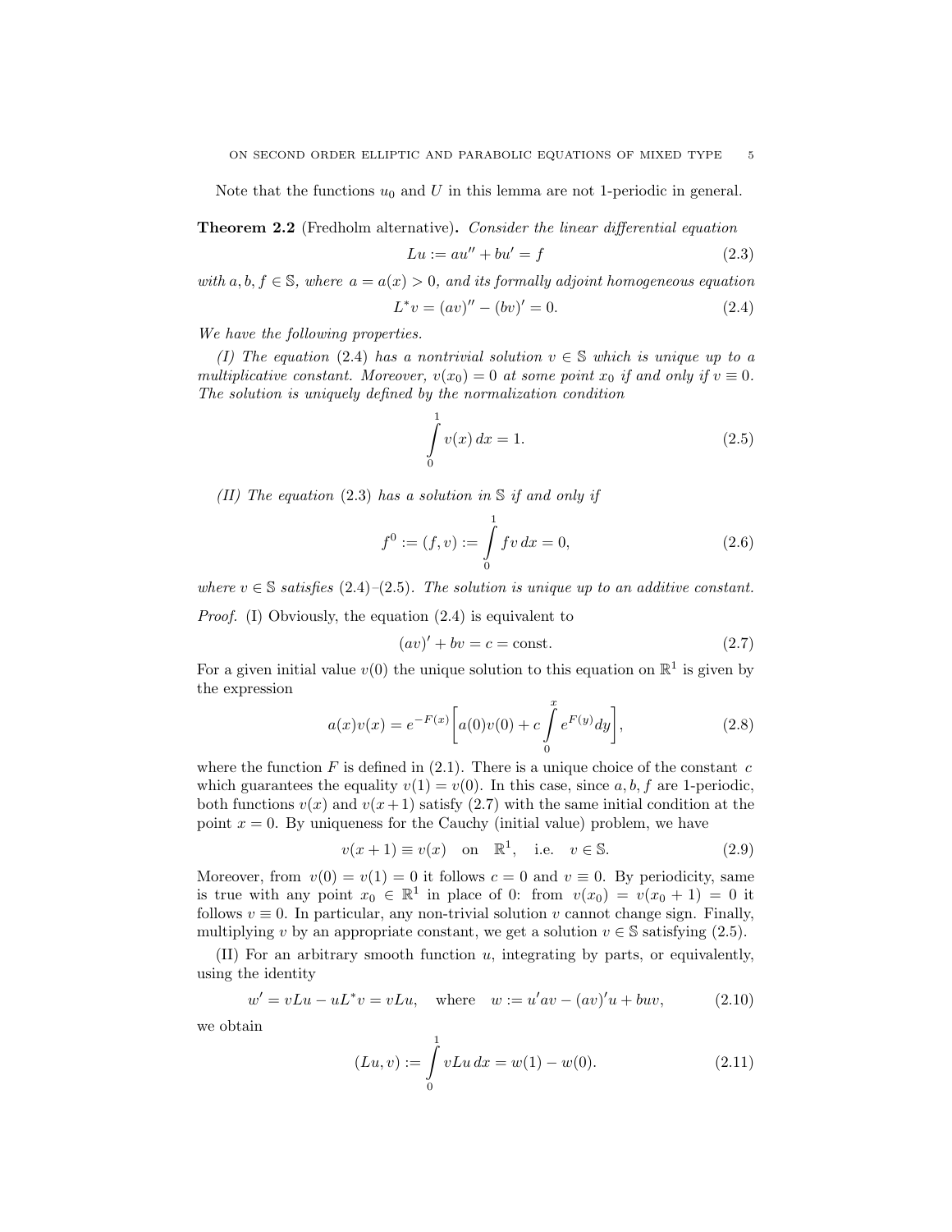Note that the functions $u_0$ and $U$ in this lemma are not 1-periodic in general.

**Theorem 2.2** (Fredholm alternative)**.** *Consider the linear differential equation*

$$Lu := au'' + bu' = f \tag{2.3}$$

*with $a, b, f \in \mathbb{S}$, where $a = a(x) > 0$, and its formally adjoint homogeneous equation*

$$L^*v = (av)'' - (bv)' = 0. \tag{2.4}$$

*We have the following properties.*

*(I) The equation (2.4) has a nontrivial solution $v \in \mathbb{S}$ which is unique up to a multiplicative constant. Moreover, $v(x_0) = 0$ at some point $x_0$ if and only if $v \equiv 0$. The solution is uniquely defined by the normalization condition*

$$\int_0^1 v(x)\, dx = 1. \tag{2.5}$$

*(II) The equation (2.3) has a solution in $\mathbb{S}$ if and only if*

$$f^0 := (f, v) := \int_0^1 fv\, dx = 0, \tag{2.6}$$

*where $v \in \mathbb{S}$ satisfies (2.4)–(2.5). The solution is unique up to an additive constant.*

*Proof.* (I) Obviously, the equation (2.4) is equivalent to

$$(av)' + bv = c = \text{const}. \tag{2.7}$$

For a given initial value $v(0)$ the unique solution to this equation on $\mathbb{R}^1$ is given by the expression

$$a(x)v(x) = e^{-F(x)}\left[a(0)v(0) + c\int_0^x e^{F(y)}dy\right], \tag{2.8}$$

where the function $F$ is defined in (2.1). There is a unique choice of the constant $c$ which guarantees the equality $v(1) = v(0)$. In this case, since $a, b, f$ are 1-periodic, both functions $v(x)$ and $v(x+1)$ satisfy (2.7) with the same initial condition at the point $x = 0$. By uniqueness for the Cauchy (initial value) problem, we have

$$v(x+1) \equiv v(x) \quad \text{on} \quad \mathbb{R}^1, \quad \text{i.e.} \quad v \in \mathbb{S}. \tag{2.9}$$

Moreover, from $v(0) = v(1) = 0$ it follows $c = 0$ and $v \equiv 0$. By periodicity, same is true with any point $x_0 \in \mathbb{R}^1$ in place of 0: from $v(x_0) = v(x_0 + 1) = 0$ it follows $v \equiv 0$. In particular, any non-trivial solution $v$ cannot change sign. Finally, multiplying $v$ by an appropriate constant, we get a solution $v \in \mathbb{S}$ satisfying (2.5).

(II) For an arbitrary smooth function $u$, integrating by parts, or equivalently, using the identity

$$w' = vLu - uL^*v = vLu, \quad \text{where} \quad w := u'av - (av)'u + buv, \tag{2.10}$$

we obtain

$$(Lu, v) := \int_0^1 vLu\, dx = w(1) - w(0). \tag{2.11}$$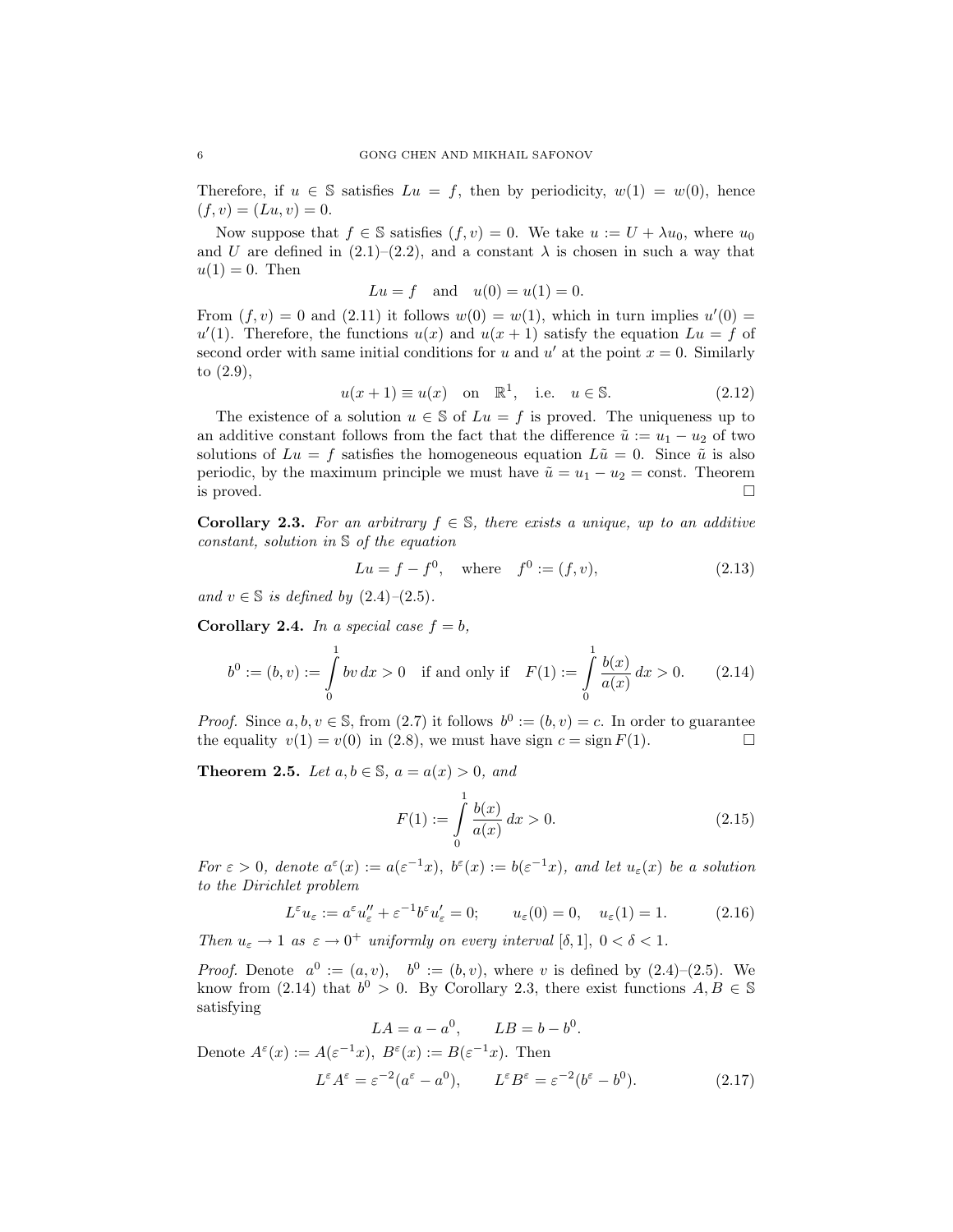Therefore, if $u \in \mathbb{S}$ satisfies $Lu = f$, then by periodicity, $w(1) = w(0)$, hence $(f, v) = (Lu, v) = 0$.

Now suppose that $f \in \mathbb{S}$ satisfies $(f, v) = 0$. We take $u := U + \lambda u_0$, where $u_0$ and $U$ are defined in (2.1)–(2.2), and a constant $\lambda$ is chosen in such a way that $u(1) = 0$. Then

$$Lu = f \quad \text{and} \quad u(0) = u(1) = 0.$$

From $(f, v) = 0$ and (2.11) it follows $w(0) = w(1)$, which in turn implies $u'(0) = u'(1)$. Therefore, the functions $u(x)$ and $u(x+1)$ satisfy the equation $Lu = f$ of second order with same initial conditions for $u$ and $u'$ at the point $x = 0$. Similarly to (2.9),

$$u(x+1) \equiv u(x) \quad \text{on} \quad \mathbb{R}^1, \quad \text{i.e.} \quad u \in \mathbb{S}. \tag{2.12}$$

The existence of a solution $u \in \mathbb{S}$ of $Lu = f$ is proved. The uniqueness up to an additive constant follows from the fact that the difference $\tilde{u} := u_1 - u_2$ of two solutions of $Lu = f$ satisfies the homogeneous equation $L\tilde{u} = 0$. Since $\tilde{u}$ is also periodic, by the maximum principle we must have $\tilde{u} = u_1 - u_2 = \text{const}$. Theorem is proved. $\square$

**Corollary 2.3.** *For an arbitrary $f \in \mathbb{S}$, there exists a unique, up to an additive constant, solution in $\mathbb{S}$ of the equation*

$$Lu = f - f^0, \quad \text{where} \quad f^0 := (f, v), \tag{2.13}$$

*and $v \in \mathbb{S}$ is defined by (2.4)–(2.5).*

**Corollary 2.4.** *In a special case $f = b$,*

$$b^0 := (b, v) := \int_0^1 bv \, dx > 0 \quad \text{if and only if} \quad F(1) := \int_0^1 \frac{b(x)}{a(x)} \, dx > 0. \tag{2.14}$$

*Proof.* Since $a, b, v \in \mathbb{S}$, from (2.7) it follows $b^0 := (b, v) = c$. In order to guarantee the equality $v(1) = v(0)$ in (2.8), we must have $\operatorname{sign} c = \operatorname{sign} F(1)$. $\square$

**Theorem 2.5.** *Let $a, b \in \mathbb{S}$, $a = a(x) > 0$, and*

$$F(1) := \int_0^1 \frac{b(x)}{a(x)} \, dx > 0. \tag{2.15}$$

*For $\varepsilon > 0$, denote $a^\varepsilon(x) := a(\varepsilon^{-1}x)$, $b^\varepsilon(x) := b(\varepsilon^{-1}x)$, and let $u_\varepsilon(x)$ be a solution to the Dirichlet problem*

$$L^\varepsilon u_\varepsilon := a^\varepsilon u_\varepsilon'' + \varepsilon^{-1} b^\varepsilon u_\varepsilon' = 0; \qquad u_\varepsilon(0) = 0, \quad u_\varepsilon(1) = 1. \tag{2.16}$$

*Then $u_\varepsilon \to 1$ as $\varepsilon \to 0^+$ uniformly on every interval $[\delta, 1]$, $0 < \delta < 1$.*

*Proof.* Denote $a^0 := (a, v)$, $b^0 := (b, v)$, where $v$ is defined by (2.4)–(2.5). We know from (2.14) that $b^0 > 0$. By Corollary 2.3, there exist functions $A, B \in \mathbb{S}$ satisfying

$$LA = a - a^0, \qquad LB = b - b^0.$$

Denote $A^\varepsilon(x) := A(\varepsilon^{-1}x)$, $B^\varepsilon(x) := B(\varepsilon^{-1}x)$. Then

$$L^\varepsilon A^\varepsilon = \varepsilon^{-2}(a^\varepsilon - a^0), \qquad L^\varepsilon B^\varepsilon = \varepsilon^{-2}(b^\varepsilon - b^0). \tag{2.17}$$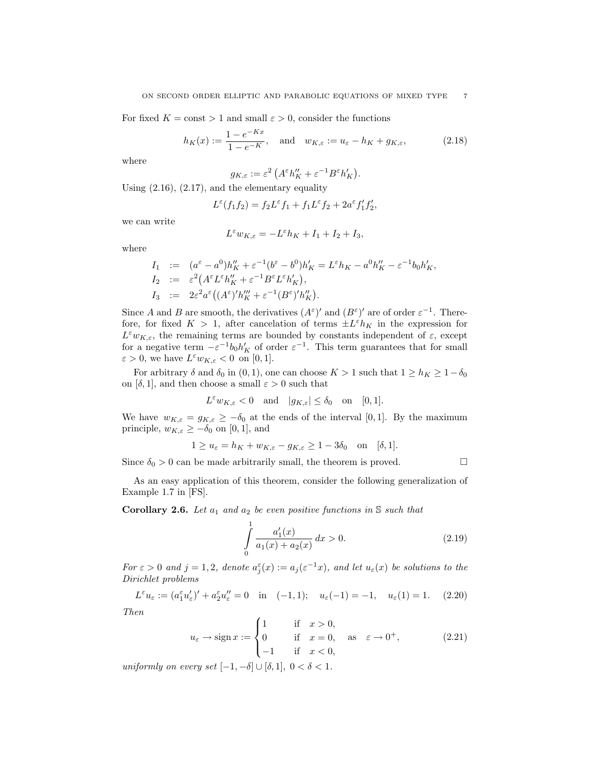For fixed $K = \text{const} > 1$ and small $\varepsilon > 0$, consider the functions

$$h_K(x) := \frac{1 - e^{-Kx}}{1 - e^{-K}}, \quad \text{and} \quad w_{K,\varepsilon} := u_\varepsilon - h_K + g_{K,\varepsilon}, \tag{2.18}$$

where

$$g_{K,\varepsilon} := \varepsilon^2 \left( A^\varepsilon h_K'' + \varepsilon^{-1} B^\varepsilon h_K' \right).$$

Using (2.16), (2.17), and the elementary equality

$$L^\varepsilon(f_1 f_2) = f_2 L^\varepsilon f_1 + f_1 L^\varepsilon f_2 + 2a^\varepsilon f_1' f_2',$$

we can write

$$L^\varepsilon w_{K,\varepsilon} = -L^\varepsilon h_K + I_1 + I_2 + I_3,$$

where

$$\begin{aligned}
I_1 &:= (a^\varepsilon - a^0) h_K'' + \varepsilon^{-1}(b^\varepsilon - b^0) h_K' = L^\varepsilon h_K - a^0 h_K'' - \varepsilon^{-1} b_0 h_K', \\
I_2 &:= \varepsilon^2 \big( A^\varepsilon L^\varepsilon h_K'' + \varepsilon^{-1} B^\varepsilon L^\varepsilon h_K' \big), \\
I_3 &:= 2\varepsilon^2 a^\varepsilon \big( (A^\varepsilon)' h_K''' + \varepsilon^{-1} (B^\varepsilon)' h_K'' \big).
\end{aligned}$$

Since $A$ and $B$ are smooth, the derivatives $(A^\varepsilon)'$ and $(B^\varepsilon)'$ are of order $\varepsilon^{-1}$. Therefore, for fixed $K > 1$, after cancelation of terms $\pm L^\varepsilon h_K$ in the expression for $L^\varepsilon w_{K,\varepsilon}$, the remaining terms are bounded by constants independent of $\varepsilon$, except for a negative term $-\varepsilon^{-1} b_0 h_K'$ of order $\varepsilon^{-1}$. This term guarantees that for small $\varepsilon > 0$, we have $L^\varepsilon w_{K,\varepsilon} < 0$ on $[0, 1]$.

For arbitrary $\delta$ and $\delta_0$ in $(0, 1)$, one can choose $K > 1$ such that $1 \ge h_K \ge 1 - \delta_0$ on $[\delta, 1]$, and then choose a small $\varepsilon > 0$ such that

$$L^\varepsilon w_{K,\varepsilon} < 0 \quad \text{and} \quad |g_{K,\varepsilon}| \le \delta_0 \quad \text{on} \quad [0, 1].$$

We have $w_{K,\varepsilon} = g_{K,\varepsilon} \ge -\delta_0$ at the ends of the interval $[0, 1]$. By the maximum principle, $w_{K,\varepsilon} \ge -\delta_0$ on $[0, 1]$, and

$$1 \ge u_\varepsilon = h_K + w_{K,\varepsilon} - g_{K,\varepsilon} \ge 1 - 3\delta_0 \quad \text{on} \quad [\delta, 1].$$

Since $\delta_0 > 0$ can be made arbitrarily small, the theorem is proved. □

As an easy application of this theorem, consider the following generalization of Example 1.7 in [FS].

**Corollary 2.6.** *Let $a_1$ and $a_2$ be even positive functions in $\mathbb{S}$ such that*

$$\int_0^1 \frac{a_1'(x)}{a_1(x) + a_2(x)} \, dx > 0. \tag{2.19}$$

*For $\varepsilon > 0$ and $j = 1, 2$, denote $a_j^\varepsilon(x) := a_j(\varepsilon^{-1} x)$, and let $u_\varepsilon(x)$ be solutions to the Dirichlet problems*

$$L^\varepsilon u_\varepsilon := (a_1^\varepsilon u_\varepsilon')' + a_2^\varepsilon u_\varepsilon'' = 0 \quad \text{in} \quad (-1, 1); \quad u_\varepsilon(-1) = -1, \quad u_\varepsilon(1) = 1. \tag{2.20}$$

*Then*

$$u_\varepsilon \to \operatorname{sign} x := \begin{cases} 1 & \text{if} \quad x > 0, \\ 0 & \text{if} \quad x = 0, \\ -1 & \text{if} \quad x < 0, \end{cases} \quad \text{as} \quad \varepsilon \to 0^+, \tag{2.21}$$

*uniformly on every set $[-1, -\delta] \cup [\delta, 1]$, $0 < \delta < 1$.*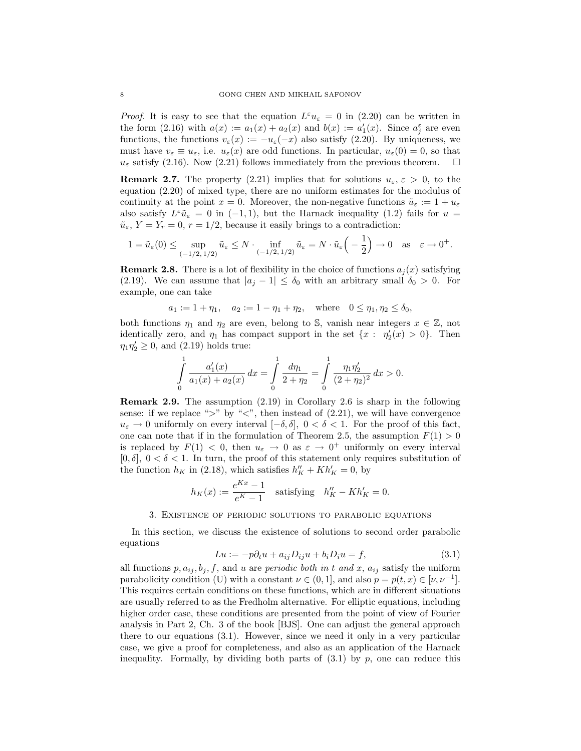*Proof.* It is easy to see that the equation $L^\varepsilon u_\varepsilon = 0$ in (2.20) can be written in the form (2.16) with $a(x) := a_1(x) + a_2(x)$ and $b(x) := a_1'(x)$. Since $a_j^\varepsilon$ are even functions, the functions $v_\varepsilon(x) := -u_\varepsilon(-x)$ also satisfy (2.20). By uniqueness, we must have $v_\varepsilon \equiv u_\varepsilon$, i.e. $u_\varepsilon(x)$ are odd functions. In particular, $u_\varepsilon(0) = 0$, so that $u_\varepsilon$ satisfy (2.16). Now (2.21) follows immediately from the previous theorem. □

**Remark 2.7.** The property (2.21) implies that for solutions $u_\varepsilon$, $\varepsilon > 0$, to the equation (2.20) of mixed type, there are no uniform estimates for the modulus of continuity at the point $x = 0$. Moreover, the non-negative functions $\tilde{u}_\varepsilon := 1 + u_\varepsilon$ also satisfy $L^\varepsilon \tilde{u}_\varepsilon = 0$ in $(-1, 1)$, but the Harnack inequality (1.2) fails for $u = \tilde{u}_\varepsilon$, $Y = Y_r = 0$, $r = 1/2$, because it easily brings to a contradiction:

$$1 = \tilde{u}_\varepsilon(0) \le \sup_{(-1/2,\,1/2)} \tilde{u}_\varepsilon \le N \cdot \inf_{(-1/2,\,1/2)} \tilde{u}_\varepsilon = N \cdot \tilde{u}_\varepsilon\Big(-\frac{1}{2}\Big) \to 0 \quad \text{as} \quad \varepsilon \to 0^+.$$

**Remark 2.8.** There is a lot of flexibility in the choice of functions $a_j(x)$ satisfying (2.19). We can assume that $|a_j - 1| \le \delta_0$ with an arbitrary small $\delta_0 > 0$. For example, one can take

$$a_1 := 1 + \eta_1, \quad a_2 := 1 - \eta_1 + \eta_2, \quad \text{where} \quad 0 \le \eta_1, \eta_2 \le \delta_0,$$

both functions $\eta_1$ and $\eta_2$ are even, belong to $\mathbb{S}$, vanish near integers $x \in \mathbb{Z}$, not identically zero, and $\eta_1$ has compact support in the set $\{x : \ \eta_2'(x) > 0\}$. Then $\eta_1 \eta_2' \ge 0$, and (2.19) holds true:

$$\int_0^1 \frac{a_1'(x)}{a_1(x) + a_2(x)}\, dx = \int_0^1 \frac{d\eta_1}{2 + \eta_2} = \int_0^1 \frac{\eta_1 \eta_2'}{(2 + \eta_2)^2}\, dx > 0.$$

**Remark 2.9.** The assumption (2.19) in Corollary 2.6 is sharp in the following sense: if we replace "$>$" by "$<$", then instead of (2.21), we will have convergence $u_\varepsilon \to 0$ uniformly on every interval $[-\delta, \delta]$, $0 < \delta < 1$. For the proof of this fact, one can note that if in the formulation of Theorem 2.5, the assumption $F(1) > 0$ is replaced by $F(1) < 0$, then $u_\varepsilon \to 0$ as $\varepsilon \to 0^+$ uniformly on every interval $[0, \delta]$, $0 < \delta < 1$. In turn, the proof of this statement only requires substitution of the function $h_K$ in (2.18), which satisfies $h_K'' + K h_K' = 0$, by

$$h_K(x) := \frac{e^{Kx} - 1}{e^K - 1} \quad \text{satisfying} \quad h_K'' - K h_K' = 0.$$

## 3. Existence of periodic solutions to parabolic equations

In this section, we discuss the existence of solutions to second order parabolic equations

$$Lu := -p\partial_t u + a_{ij} D_{ij} u + b_i D_i u = f, \tag{3.1}$$

all functions $p, a_{ij}, b_j, f$, and $u$ are *periodic both in $t$ and $x$*, $a_{ij}$ satisfy the uniform parabolicity condition (U) with a constant $\nu \in (0, 1]$, and also $p = p(t, x) \in [\nu, \nu^{-1}]$. This requires certain conditions on these functions, which are in different situations are usually referred to as the Fredholm alternative. For elliptic equations, including higher order case, these conditions are presented from the point of view of Fourier analysis in Part 2, Ch. 3 of the book [BJS]. One can adjust the general approach there to our equations (3.1). However, since we need it only in a very particular case, we give a proof for completeness, and also as an application of the Harnack inequality. Formally, by dividing both parts of (3.1) by $p$, one can reduce this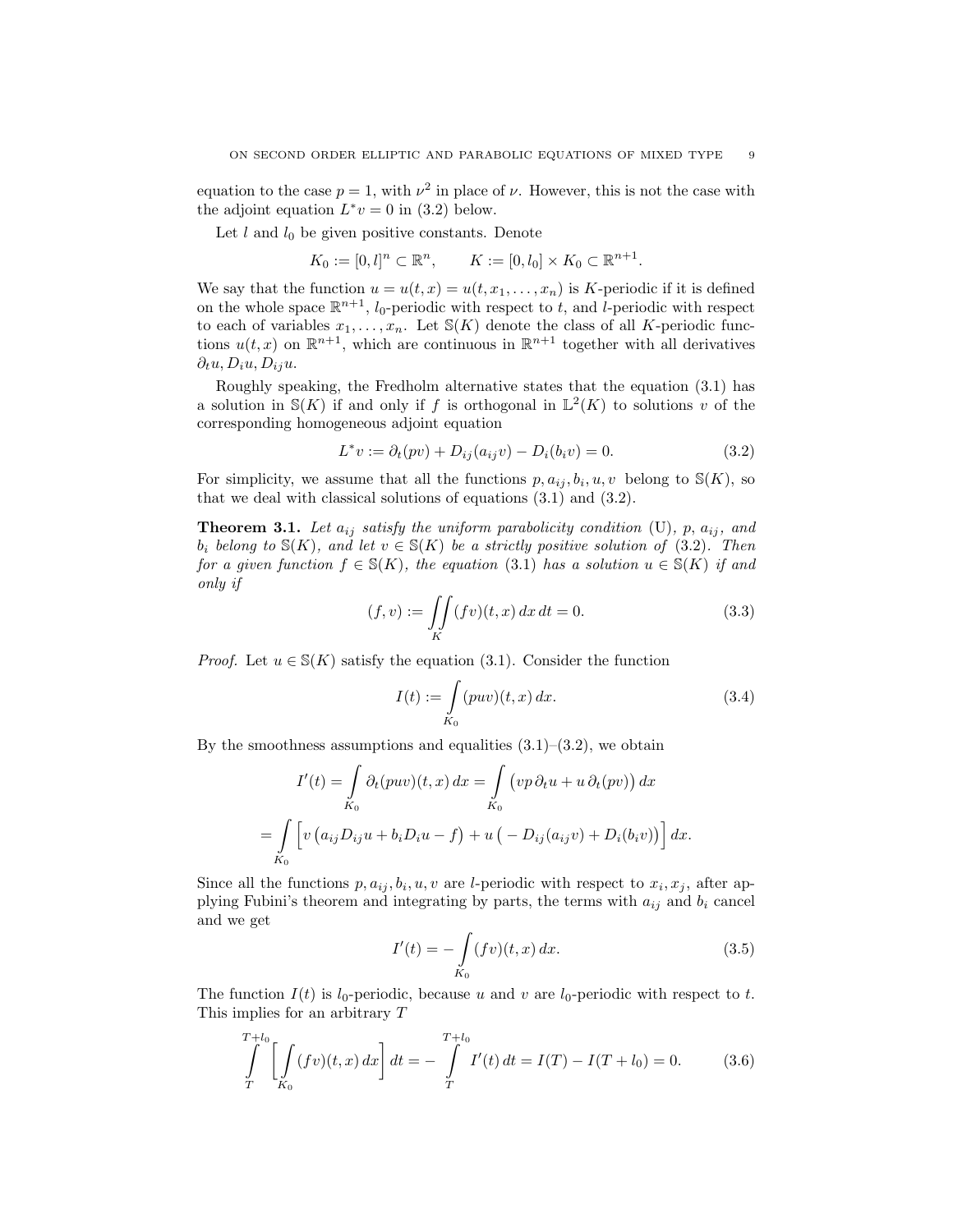equation to the case $p = 1$, with $\nu^2$ in place of $\nu$. However, this is not the case with the adjoint equation $L^*v = 0$ in (3.2) below.

Let $l$ and $l_0$ be given positive constants. Denote

$$K_0 := [0, l]^n \subset \mathbb{R}^n, \qquad K := [0, l_0] \times K_0 \subset \mathbb{R}^{n+1}.$$

We say that the function $u = u(t, x) = u(t, x_1, \ldots, x_n)$ is $K$-periodic if it is defined on the whole space $\mathbb{R}^{n+1}$, $l_0$-periodic with respect to $t$, and $l$-periodic with respect to each of variables $x_1, \ldots, x_n$. Let $\mathbb{S}(K)$ denote the class of all $K$-periodic functions $u(t, x)$ on $\mathbb{R}^{n+1}$, which are continuous in $\mathbb{R}^{n+1}$ together with all derivatives $\partial_t u, D_i u, D_{ij} u$.

Roughly speaking, the Fredholm alternative states that the equation (3.1) has a solution in $\mathbb{S}(K)$ if and only if $f$ is orthogonal in $\mathbb{L}^2(K)$ to solutions $v$ of the corresponding homogeneous adjoint equation

$$L^*v := \partial_t(pv) + D_{ij}(a_{ij}v) - D_i(b_i v) = 0. \tag{3.2}$$

For simplicity, we assume that all the functions $p, a_{ij}, b_i, u, v$ belong to $\mathbb{S}(K)$, so that we deal with classical solutions of equations (3.1) and (3.2).

**Theorem 3.1.** *Let $a_{ij}$ satisfy the uniform parabolicity condition* (U), *$p$, $a_{ij}$, and $b_i$ belong to $\mathbb{S}(K)$, and let $v \in \mathbb{S}(K)$ be a strictly positive solution of* (3.2)*. Then for a given function $f \in \mathbb{S}(K)$, the equation* (3.1) *has a solution $u \in \mathbb{S}(K)$ if and only if*

$$(f, v) := \iint\limits_K (fv)(t, x)\, dx\, dt = 0. \tag{3.3}$$

*Proof.* Let $u \in \mathbb{S}(K)$ satisfy the equation (3.1). Consider the function

$$I(t) := \int\limits_{K_0} (puv)(t, x)\, dx. \tag{3.4}$$

By the smoothness assumptions and equalities (3.1)–(3.2), we obtain

$$I'(t) = \int\limits_{K_0} \partial_t(puv)(t, x)\, dx = \int\limits_{K_0} \big(vp\, \partial_t u + u\, \partial_t(pv)\big)\, dx$$

$$= \int\limits_{K_0} \Big[ v\big(a_{ij}D_{ij}u + b_i D_i u - f\big) + u\big(-D_{ij}(a_{ij}v) + D_i(b_i v)\big)\Big]\, dx.$$

Since all the functions $p, a_{ij}, b_i, u, v$ are $l$-periodic with respect to $x_i, x_j$, after applying Fubini's theorem and integrating by parts, the terms with $a_{ij}$ and $b_i$ cancel and we get

$$I'(t) = -\int\limits_{K_0} (fv)(t, x)\, dx. \tag{3.5}$$

The function $I(t)$ is $l_0$-periodic, because $u$ and $v$ are $l_0$-periodic with respect to $t$. This implies for an arbitrary $T$

$$\int\limits_T^{T+l_0} \Bigg[\int\limits_{K_0} (fv)(t, x)\, dx\Bigg]\, dt = -\int\limits_T^{T+l_0} I'(t)\, dt = I(T) - I(T + l_0) = 0. \tag{3.6}$$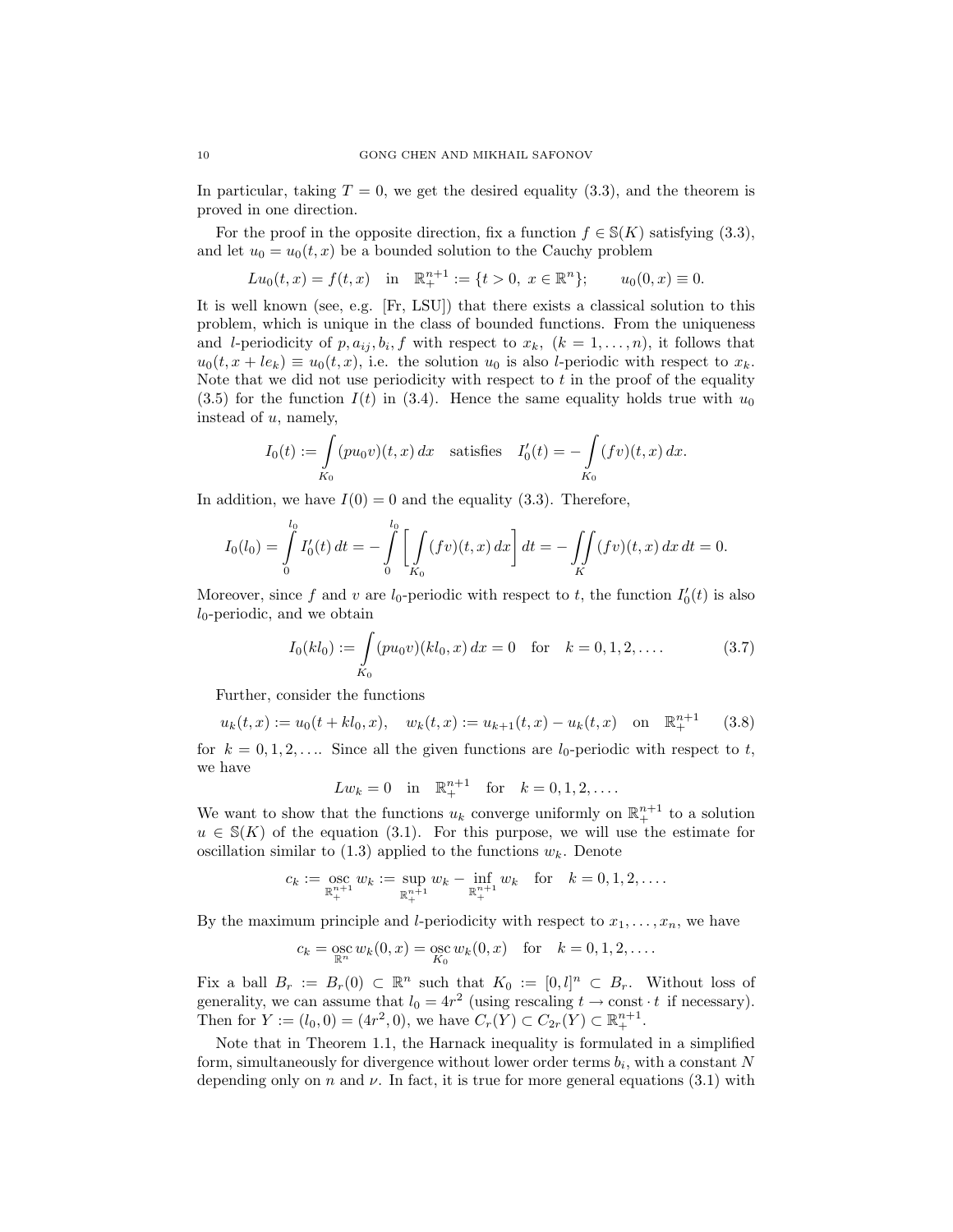In particular, taking $T = 0$, we get the desired equality (3.3), and the theorem is proved in one direction.

For the proof in the opposite direction, fix a function $f \in \mathbb{S}(K)$ satisfying (3.3), and let $u_0 = u_0(t,x)$ be a bounded solution to the Cauchy problem

$$Lu_0(t,x) = f(t,x) \quad \text{in} \quad \mathbb{R}^{n+1}_+ := \{t > 0,\ x \in \mathbb{R}^n\}; \qquad u_0(0,x) \equiv 0.$$

It is well known (see, e.g. [Fr, LSU]) that there exists a classical solution to this problem, which is unique in the class of bounded functions. From the uniqueness and $l$-periodicity of $p, a_{ij}, b_i, f$ with respect to $x_k$, $(k = 1, \dots, n)$, it follows that $u_0(t, x + le_k) \equiv u_0(t,x)$, i.e. the solution $u_0$ is also $l$-periodic with respect to $x_k$. Note that we did not use periodicity with respect to $t$ in the proof of the equality (3.5) for the function $I(t)$ in (3.4). Hence the same equality holds true with $u_0$ instead of $u$, namely,

$$I_0(t) := \int\limits_{K_0} (pu_0 v)(t,x)\,dx \quad \text{satisfies} \quad I_0'(t) = -\int\limits_{K_0} (fv)(t,x)\,dx.$$

In addition, we have $I(0) = 0$ and the equality (3.3). Therefore,

$$I_0(l_0) = \int\limits_0^{l_0} I_0'(t)\,dt = -\int\limits_0^{l_0} \Bigg[\int\limits_{K_0} (fv)(t,x)\,dx\Bigg]\,dt = -\iint\limits_{K} (fv)(t,x)\,dx\,dt = 0.$$

Moreover, since $f$ and $v$ are $l_0$-periodic with respect to $t$, the function $I_0'(t)$ is also $l_0$-periodic, and we obtain

$$I_0(kl_0) := \int\limits_{K_0} (pu_0 v)(kl_0, x)\,dx = 0 \quad \text{for} \quad k = 0, 1, 2, \dots. \tag{3.7}$$

Further, consider the functions

$$u_k(t,x) := u_0(t + kl_0, x), \quad w_k(t,x) := u_{k+1}(t,x) - u_k(t,x) \quad \text{on} \quad \mathbb{R}^{n+1}_+ \tag{3.8}$$

for $k = 0, 1, 2, \dots$. Since all the given functions are $l_0$-periodic with respect to $t$, we have

$$Lw_k = 0 \quad \text{in} \quad \mathbb{R}^{n+1}_+ \quad \text{for} \quad k = 0, 1, 2, \dots.$$

We want to show that the functions $u_k$ converge uniformly on $\mathbb{R}^{n+1}_+$ to a solution $u \in \mathbb{S}(K)$ of the equation (3.1). For this purpose, we will use the estimate for oscillation similar to (1.3) applied to the functions $w_k$. Denote

$$c_k := \operatorname*{osc}_{\mathbb{R}^{n+1}_+} w_k := \sup_{\mathbb{R}^{n+1}_+} w_k - \inf_{\mathbb{R}^{n+1}_+} w_k \quad \text{for} \quad k = 0, 1, 2, \dots.$$

By the maximum principle and $l$-periodicity with respect to $x_1, \dots, x_n$, we have

$$c_k = \operatorname*{osc}_{\mathbb{R}^n} w_k(0,x) = \operatorname*{osc}_{K_0} w_k(0,x) \quad \text{for} \quad k = 0, 1, 2, \dots.$$

Fix a ball $B_r := B_r(0) \subset \mathbb{R}^n$ such that $K_0 := [0,l]^n \subset B_r$. Without loss of generality, we can assume that $l_0 = 4r^2$ (using rescaling $t \to \text{const} \cdot t$ if necessary). Then for $Y := (l_0, 0) = (4r^2, 0)$, we have $C_r(Y) \subset C_{2r}(Y) \subset \mathbb{R}^{n+1}_+$.

Note that in Theorem 1.1, the Harnack inequality is formulated in a simplified form, simultaneously for divergence without lower order terms $b_i$, with a constant $N$ depending only on $n$ and $\nu$. In fact, it is true for more general equations (3.1) with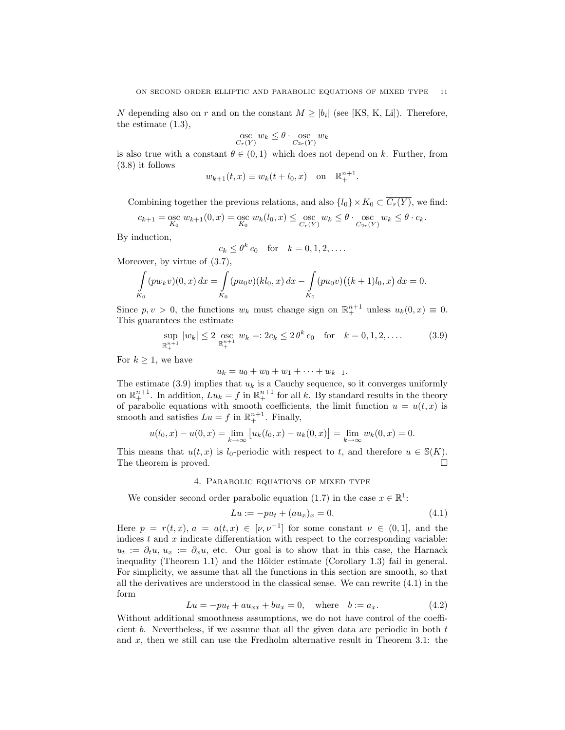$N$ depending also on $r$ and on the constant $M \geq |b_i|$ (see [KS, K, Li]). Therefore, the estimate (1.3),

$$\operatorname*{osc}_{C_r(Y)} w_k \leq \theta \cdot \operatorname*{osc}_{C_{2r}(Y)} w_k$$

is also true with a constant $\theta \in (0,1)$ which does not depend on $k$. Further, from (3.8) it follows

$$w_{k+1}(t,x) \equiv w_k(t + l_0, x) \quad \text{on} \quad \mathbb{R}^{n+1}_+.$$

Combining together the previous relations, and also $\{l_0\} \times K_0 \subset \overline{C_r(Y)}$, we find:

$$c_{k+1} = \operatorname*{osc}_{K_0} w_{k+1}(0,x) = \operatorname*{osc}_{K_0} w_k(l_0,x) \leq \operatorname*{osc}_{C_r(Y)} w_k \leq \theta \cdot \operatorname*{osc}_{C_{2r}(Y)} w_k \leq \theta \cdot c_k.$$

By induction,

$$c_k \leq \theta^k \, c_0 \quad \text{for} \quad k = 0, 1, 2, \ldots.$$

Moreover, by virtue of (3.7),

$$\int_{K_0} (p w_k v)(0,x) \, dx = \int_{K_0} (p u_0 v)(k l_0, x) \, dx - \int_{K_0} (p u_0 v)\big((k+1) l_0, x\big) \, dx = 0.$$

Since $p, v > 0$, the functions $w_k$ must change sign on $\mathbb{R}^{n+1}_+$ unless $u_k(0,x) \equiv 0$. This guarantees the estimate

$$\sup_{\mathbb{R}^{n+1}_+} |w_k| \leq 2 \operatorname*{osc}_{\mathbb{R}^{n+1}_+} w_k =: 2 c_k \leq 2 \, \theta^k \, c_0 \quad \text{for} \quad k = 0, 1, 2, \ldots. \tag{3.9}$$

For $k \geq 1$, we have

$$u_k = u_0 + w_0 + w_1 + \cdots + w_{k-1}.$$

The estimate (3.9) implies that $u_k$ is a Cauchy sequence, so it converges uniformly on $\mathbb{R}^{n+1}_+$. In addition, $L u_k = f$ in $\mathbb{R}^{n+1}_+$ for all $k$. By standard results in the theory of parabolic equations with smooth coefficients, the limit function $u = u(t,x)$ is smooth and satisfies $Lu = f$ in $\mathbb{R}^{n+1}_+$. Finally,

$$u(l_0, x) - u(0,x) = \lim_{k \to \infty} \big[ u_k(l_0,x) - u_k(0,x) \big] = \lim_{k \to \infty} w_k(0,x) = 0.$$

This means that $u(t,x)$ is $l_0$-periodic with respect to $t$, and therefore $u \in \mathbb{S}(K)$. The theorem is proved. □

## 4. Parabolic equations of mixed type

We consider second order parabolic equation (1.7) in the case $x \in \mathbb{R}^1$:

$$Lu := -p u_t + (a u_x)_x = 0. \tag{4.1}$$

Here $p = r(t,x)$, $a = a(t,x) \in [\nu, \nu^{-1}]$ for some constant $\nu \in (0,1]$, and the indices $t$ and $x$ indicate differentiation with respect to the corresponding variable: $u_t := \partial_t u$, $u_x := \partial_x u$, etc. Our goal is to show that in this case, the Harnack inequality (Theorem 1.1) and the Hölder estimate (Corollary 1.3) fail in general. For simplicity, we assume that all the functions in this section are smooth, so that all the derivatives are understood in the classical sense. We can rewrite (4.1) in the form

$$Lu = -p u_t + a u_{xx} + b u_x = 0, \quad \text{where} \quad b := a_x. \tag{4.2}$$

Without additional smoothness assumptions, we do not have control of the coefficient $b$. Nevertheless, if we assume that all the given data are periodic in both $t$ and $x$, then we still can use the Fredholm alternative result in Theorem 3.1: the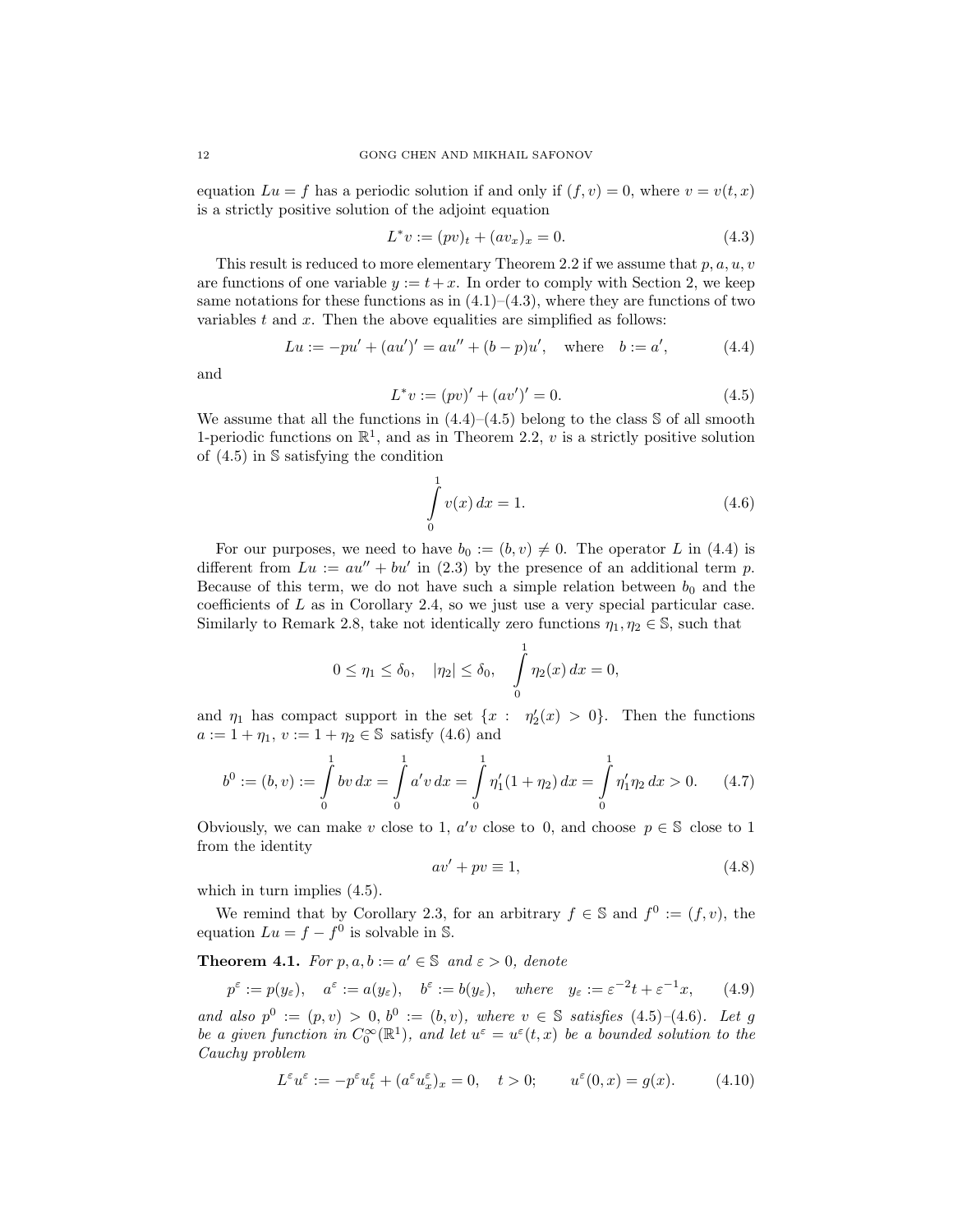equation $Lu = f$ has a periodic solution if and only if $(f, v) = 0$, where $v = v(t, x)$ is a strictly positive solution of the adjoint equation

$$L^*v := (pv)_t + (av_x)_x = 0. \tag{4.3}$$

This result is reduced to more elementary Theorem 2.2 if we assume that $p, a, u, v$ are functions of one variable $y := t + x$. In order to comply with Section 2, we keep same notations for these functions as in (4.1)–(4.3), where they are functions of two variables $t$ and $x$. Then the above equalities are simplified as follows:

$$Lu := -pu' + (au')' = au'' + (b - p)u', \quad \text{where} \quad b := a', \tag{4.4}$$

and

$$L^*v := (pv)' + (av')' = 0. \tag{4.5}$$

We assume that all the functions in (4.4)–(4.5) belong to the class $\mathbb{S}$ of all smooth 1-periodic functions on $\mathbb{R}^1$, and as in Theorem 2.2, $v$ is a strictly positive solution of (4.5) in $\mathbb{S}$ satisfying the condition

$$\int_0^1 v(x)\, dx = 1. \tag{4.6}$$

For our purposes, we need to have $b_0 := (b, v) \neq 0$. The operator $L$ in (4.4) is different from $Lu := au'' + bu'$ in (2.3) by the presence of an additional term $p$. Because of this term, we do not have such a simple relation between $b_0$ and the coefficients of $L$ as in Corollary 2.4, so we just use a very special particular case. Similarly to Remark 2.8, take not identically zero functions $\eta_1, \eta_2 \in \mathbb{S}$, such that

$$0 \le \eta_1 \le \delta_0, \quad |\eta_2| \le \delta_0, \quad \int_0^1 \eta_2(x)\, dx = 0,$$

and $\eta_1$ has compact support in the set $\{x : \eta_2'(x) > 0\}$. Then the functions $a := 1 + \eta_1$, $v := 1 + \eta_2 \in \mathbb{S}$ satisfy (4.6) and

$$b^0 := (b, v) := \int_0^1 bv\, dx = \int_0^1 a'v\, dx = \int_0^1 \eta_1'(1 + \eta_2)\, dx = \int_0^1 \eta_1'\eta_2\, dx > 0. \tag{4.7}$$

Obviously, we can make $v$ close to 1, $a'v$ close to 0, and choose $p \in \mathbb{S}$ close to 1 from the identity

$$av' + pv \equiv 1, \tag{4.8}$$

which in turn implies (4.5).

We remind that by Corollary 2.3, for an arbitrary $f \in \mathbb{S}$ and $f^0 := (f, v)$, the equation $Lu = f - f^0$ is solvable in $\mathbb{S}$.

**Theorem 4.1.** *For $p, a, b := a' \in \mathbb{S}$ and $\varepsilon > 0$, denote*

$$p^\varepsilon := p(y_\varepsilon), \quad a^\varepsilon := a(y_\varepsilon), \quad b^\varepsilon := b(y_\varepsilon), \quad \textit{where} \quad y_\varepsilon := \varepsilon^{-2}t + \varepsilon^{-1}x, \tag{4.9}$$

*and also $p^0 := (p, v) > 0$, $b^0 := (b, v)$, where $v \in \mathbb{S}$ satisfies (4.5)–(4.6). Let $g$ be a given function in $C_0^\infty(\mathbb{R}^1)$, and let $u^\varepsilon = u^\varepsilon(t, x)$ be a bounded solution to the Cauchy problem*

$$L^\varepsilon u^\varepsilon := -p^\varepsilon u_t^\varepsilon + (a^\varepsilon u_x^\varepsilon)_x = 0, \quad t > 0; \qquad u^\varepsilon(0, x) = g(x). \tag{4.10}$$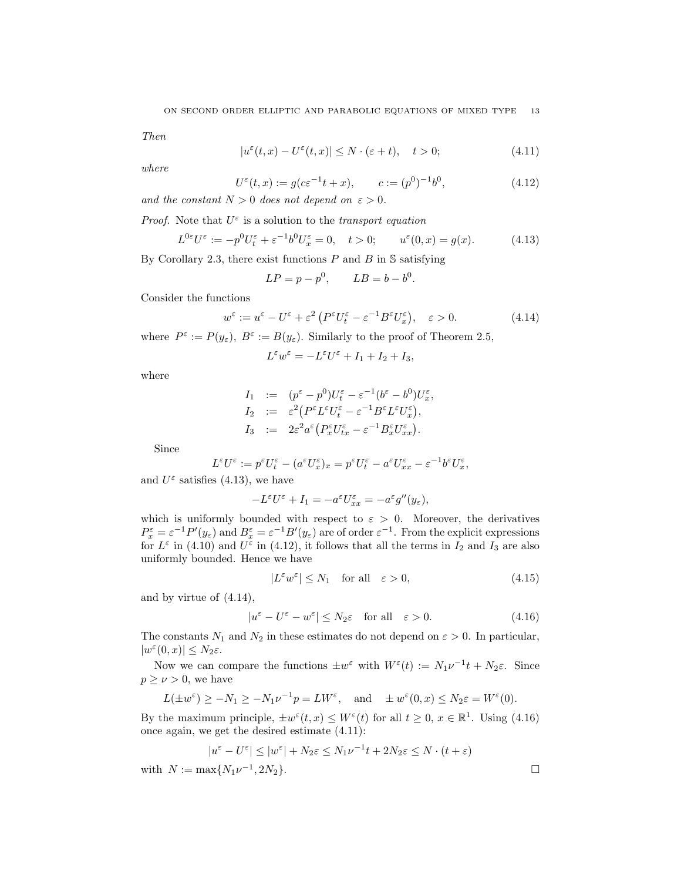*Then*

$$|u^\varepsilon(t,x) - U^\varepsilon(t,x)| \le N \cdot (\varepsilon + t), \quad t > 0; \tag{4.11}$$

*where*

$$U^\varepsilon(t,x) := g(c\varepsilon^{-1}t + x), \qquad c := (p^0)^{-1}b^0, \tag{4.12}$$

*and the constant $N > 0$ does not depend on $\varepsilon > 0$.*

*Proof.* Note that $U^\varepsilon$ is a solution to the *transport equation*

$$L^{0\varepsilon}U^\varepsilon := -p^0 U_t^\varepsilon + \varepsilon^{-1}b^0 U_x^\varepsilon = 0, \quad t > 0; \qquad u^\varepsilon(0,x) = g(x). \tag{4.13}$$

By Corollary 2.3, there exist functions $P$ and $B$ in $\mathbb{S}$ satisfying

$$LP = p - p^0, \qquad LB = b - b^0.$$

Consider the functions

$$w^\varepsilon := u^\varepsilon - U^\varepsilon + \varepsilon^2\left(P^\varepsilon U_t^\varepsilon - \varepsilon^{-1}B^\varepsilon U_x^\varepsilon\right), \quad \varepsilon > 0. \tag{4.14}$$

where $P^\varepsilon := P(y_\varepsilon)$, $B^\varepsilon := B(y_\varepsilon)$. Similarly to the proof of Theorem 2.5,

$$L^\varepsilon w^\varepsilon = -L^\varepsilon U^\varepsilon + I_1 + I_2 + I_3,$$

where

$$\begin{aligned}
I_1 &:= (p^\varepsilon - p^0)U_t^\varepsilon - \varepsilon^{-1}(b^\varepsilon - b^0)U_x^\varepsilon, \\
I_2 &:= \varepsilon^2\left(P^\varepsilon L^\varepsilon U_t^\varepsilon - \varepsilon^{-1}B^\varepsilon L^\varepsilon U_x^\varepsilon\right), \\
I_3 &:= 2\varepsilon^2 a^\varepsilon\left(P_x^\varepsilon U_{tx}^\varepsilon - \varepsilon^{-1}B_x^\varepsilon U_{xx}^\varepsilon\right).
\end{aligned}$$

Since

$$L^\varepsilon U^\varepsilon := p^\varepsilon U_t^\varepsilon - (a^\varepsilon U_x^\varepsilon)_x = p^\varepsilon U_t^\varepsilon - a^\varepsilon U_{xx}^\varepsilon - \varepsilon^{-1}b^\varepsilon U_x^\varepsilon,$$

and $U^\varepsilon$ satisfies (4.13), we have

$$-L^\varepsilon U^\varepsilon + I_1 = -a^\varepsilon U_{xx}^\varepsilon = -a^\varepsilon g''(y_\varepsilon),$$

which is uniformly bounded with respect to $\varepsilon > 0$. Moreover, the derivatives $P_x^\varepsilon = \varepsilon^{-1}P'(y_\varepsilon)$ and $B_x^\varepsilon = \varepsilon^{-1}B'(y_\varepsilon)$ are of order $\varepsilon^{-1}$. From the explicit expressions for $L^\varepsilon$ in (4.10) and $U^\varepsilon$ in (4.12), it follows that all the terms in $I_2$ and $I_3$ are also uniformly bounded. Hence we have

$$|L^\varepsilon w^\varepsilon| \le N_1 \quad \text{for all} \quad \varepsilon > 0, \tag{4.15}$$

and by virtue of (4.14),

$$|u^\varepsilon - U^\varepsilon - w^\varepsilon| \le N_2\varepsilon \quad \text{for all} \quad \varepsilon > 0. \tag{4.16}$$

The constants $N_1$ and $N_2$ in these estimates do not depend on $\varepsilon > 0$. In particular, $|w^\varepsilon(0,x)| \le N_2\varepsilon$.

Now we can compare the functions $\pm w^\varepsilon$ with $W^\varepsilon(t) := N_1\nu^{-1}t + N_2\varepsilon$. Since $p \ge \nu > 0$, we have

$$L(\pm w^\varepsilon) \ge -N_1 \ge -N_1\nu^{-1}p = LW^\varepsilon, \quad \text{and} \quad \pm w^\varepsilon(0,x) \le N_2\varepsilon = W^\varepsilon(0).$$

By the maximum principle, $\pm w^\varepsilon(t,x) \le W^\varepsilon(t)$ for all $t \ge 0$, $x \in \mathbb{R}^1$. Using (4.16) once again, we get the desired estimate (4.11):

$$|u^\varepsilon - U^\varepsilon| \le |w^\varepsilon| + N_2\varepsilon \le N_1\nu^{-1}t + 2N_2\varepsilon \le N \cdot (t + \varepsilon)$$

with $N := \max\{N_1\nu^{-1}, 2N_2\}$. $\square$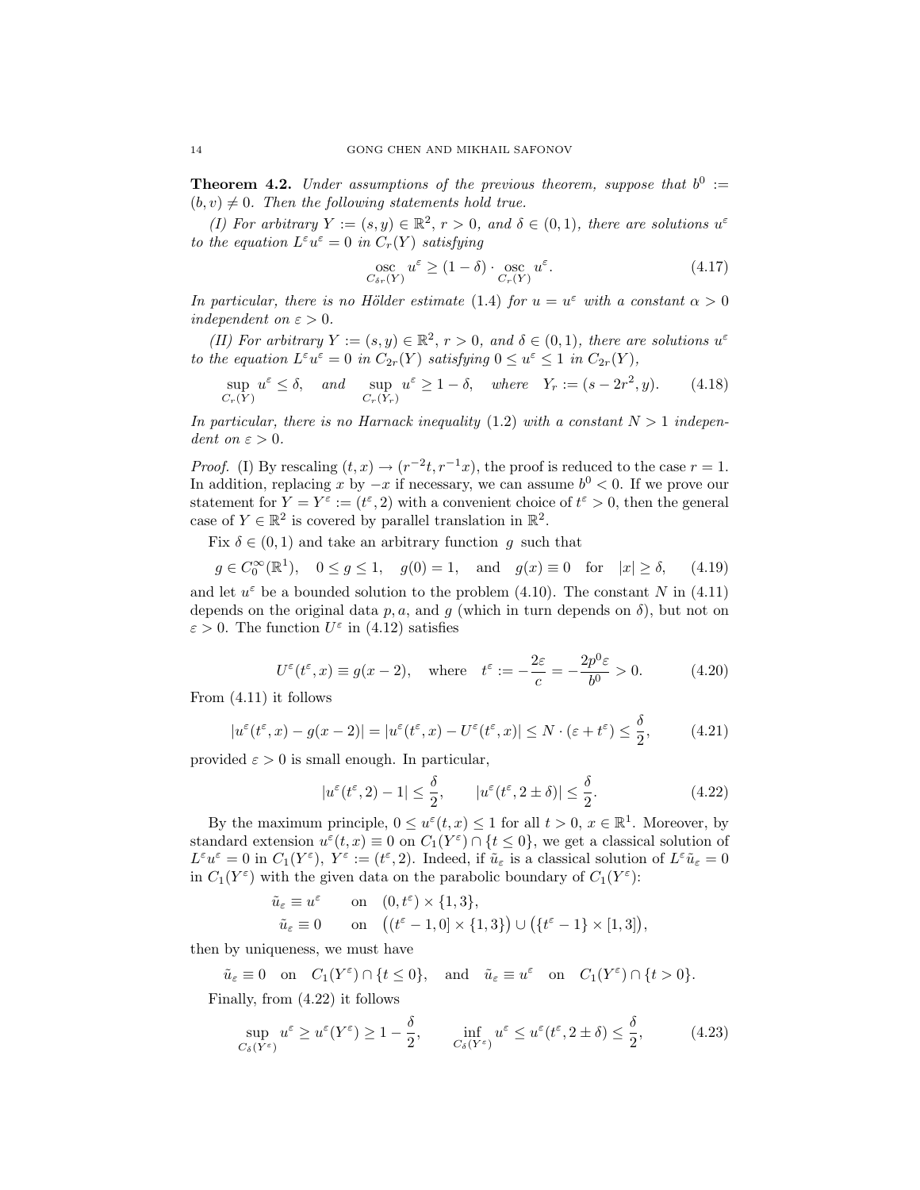**Theorem 4.2.** *Under assumptions of the previous theorem, suppose that $b^0 := (b, v) \neq 0$. Then the following statements hold true.*

*(I) For arbitrary $Y := (s, y) \in \mathbb{R}^2$, $r > 0$, and $\delta \in (0, 1)$, there are solutions $u^\varepsilon$ to the equation $L^\varepsilon u^\varepsilon = 0$ in $C_r(Y)$ satisfying*

$$\underset{C_{\delta r}(Y)}{\operatorname{osc}}\, u^\varepsilon \geq (1 - \delta) \cdot \underset{C_r(Y)}{\operatorname{osc}}\, u^\varepsilon. \tag{4.17}$$

*In particular, there is no Hölder estimate* (1.4) *for $u = u^\varepsilon$ with a constant $\alpha > 0$ independent on $\varepsilon > 0$.*

*(II) For arbitrary $Y := (s, y) \in \mathbb{R}^2$, $r > 0$, and $\delta \in (0, 1)$, there are solutions $u^\varepsilon$ to the equation $L^\varepsilon u^\varepsilon = 0$ in $C_{2r}(Y)$ satisfying $0 \leq u^\varepsilon \leq 1$ in $C_{2r}(Y)$,*

$$\sup_{C_r(Y)} u^\varepsilon \leq \delta, \quad \text{and} \quad \sup_{C_r(Y_r)} u^\varepsilon \geq 1 - \delta, \quad \text{where} \quad Y_r := (s - 2r^2, y). \tag{4.18}$$

*In particular, there is no Harnack inequality* (1.2) *with a constant $N > 1$ independent on $\varepsilon > 0$.*

*Proof.* (I) By rescaling $(t, x) \to (r^{-2}t, r^{-1}x)$, the proof is reduced to the case $r = 1$. In addition, replacing $x$ by $-x$ if necessary, we can assume $b^0 < 0$. If we prove our statement for $Y = Y^\varepsilon := (t^\varepsilon, 2)$ with a convenient choice of $t^\varepsilon > 0$, then the general case of $Y \in \mathbb{R}^2$ is covered by parallel translation in $\mathbb{R}^2$.

Fix $\delta \in (0, 1)$ and take an arbitrary function $g$ such that

$$g \in C_0^\infty(\mathbb{R}^1), \quad 0 \leq g \leq 1, \quad g(0) = 1, \quad \text{and} \quad g(x) \equiv 0 \quad \text{for} \quad |x| \geq \delta, \tag{4.19}$$

and let $u^\varepsilon$ be a bounded solution to the problem (4.10). The constant $N$ in (4.11) depends on the original data $p, a$, and $g$ (which in turn depends on $\delta$), but not on $\varepsilon > 0$. The function $U^\varepsilon$ in (4.12) satisfies

$$U^\varepsilon(t^\varepsilon, x) \equiv g(x - 2), \quad \text{where} \quad t^\varepsilon := -\frac{2\varepsilon}{c} = -\frac{2p^0\varepsilon}{b^0} > 0. \tag{4.20}$$

From (4.11) it follows

$$|u^\varepsilon(t^\varepsilon, x) - g(x - 2)| = |u^\varepsilon(t^\varepsilon, x) - U^\varepsilon(t^\varepsilon, x)| \leq N \cdot (\varepsilon + t^\varepsilon) \leq \frac{\delta}{2}, \tag{4.21}$$

provided $\varepsilon > 0$ is small enough. In particular,

$$|u^\varepsilon(t^\varepsilon, 2) - 1| \leq \frac{\delta}{2}, \qquad |u^\varepsilon(t^\varepsilon, 2 \pm \delta)| \leq \frac{\delta}{2}. \tag{4.22}$$

By the maximum principle, $0 \leq u^\varepsilon(t, x) \leq 1$ for all $t > 0$, $x \in \mathbb{R}^1$. Moreover, by standard extension $u^\varepsilon(t, x) \equiv 0$ on $C_1(Y^\varepsilon) \cap \{t \leq 0\}$, we get a classical solution of $L^\varepsilon u^\varepsilon = 0$ in $C_1(Y^\varepsilon)$, $Y^\varepsilon := (t^\varepsilon, 2)$. Indeed, if $\tilde{u}_\varepsilon$ is a classical solution of $L^\varepsilon \tilde{u}_\varepsilon = 0$ in $C_1(Y^\varepsilon)$ with the given data on the parabolic boundary of $C_1(Y^\varepsilon)$:

$$\begin{aligned}
\tilde{u}_\varepsilon &\equiv u^\varepsilon \qquad \text{on} \quad (0, t^\varepsilon) \times \{1, 3\}, \\
\tilde{u}_\varepsilon &\equiv 0 \qquad \text{on} \quad \big((t^\varepsilon - 1, 0] \times \{1, 3\}\big) \cup \big(\{t^\varepsilon - 1\} \times [1, 3]\big),
\end{aligned}$$

then by uniqueness, we must have

$$\tilde{u}_\varepsilon \equiv 0 \quad \text{on} \quad C_1(Y^\varepsilon) \cap \{t \leq 0\}, \quad \text{and} \quad \tilde{u}_\varepsilon \equiv u^\varepsilon \quad \text{on} \quad C_1(Y^\varepsilon) \cap \{t > 0\}.$$

Finally, from (4.22) it follows

$$\sup_{C_\delta(Y^\varepsilon)} u^\varepsilon \geq u^\varepsilon(Y^\varepsilon) \geq 1 - \frac{\delta}{2}, \qquad \inf_{C_\delta(Y^\varepsilon)} u^\varepsilon \leq u^\varepsilon(t^\varepsilon, 2 \pm \delta) \leq \frac{\delta}{2}, \tag{4.23}$$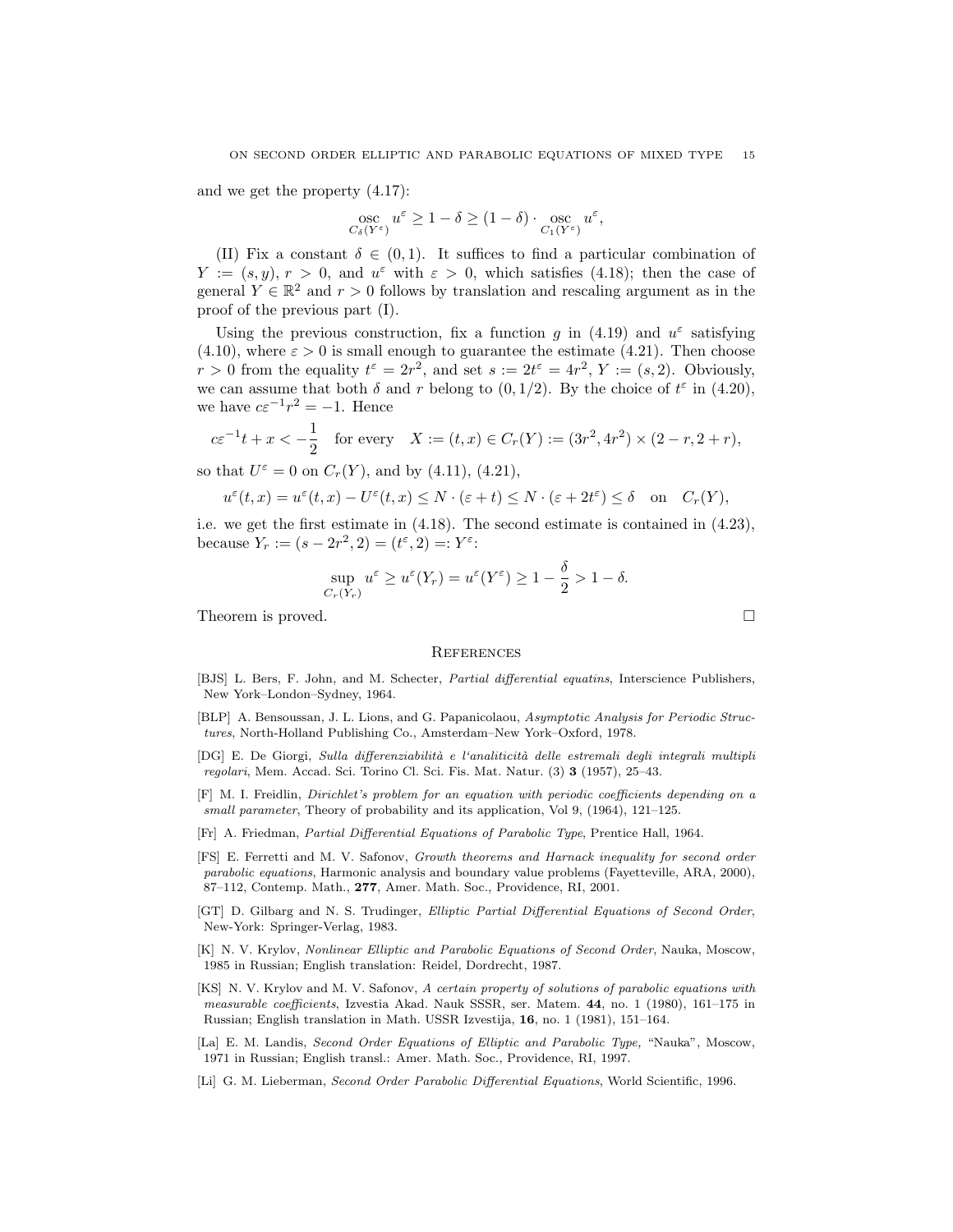and we get the property (4.17):

$$\underset{C_\delta(Y^\varepsilon)}{\operatorname{osc}} u^\varepsilon \geq 1 - \delta \geq (1-\delta) \cdot \underset{C_1(Y^\varepsilon)}{\operatorname{osc}} u^\varepsilon,$$

(II) Fix a constant $\delta \in (0,1)$. It suffices to find a particular combination of $Y := (s,y)$, $r > 0$, and $u^\varepsilon$ with $\varepsilon > 0$, which satisfies (4.18); then the case of general $Y \in \mathbb{R}^2$ and $r > 0$ follows by translation and rescaling argument as in the proof of the previous part (I).

Using the previous construction, fix a function $g$ in (4.19) and $u^\varepsilon$ satisfying (4.10), where $\varepsilon > 0$ is small enough to guarantee the estimate (4.21). Then choose $r > 0$ from the equality $t^\varepsilon = 2r^2$, and set $s := 2t^\varepsilon = 4r^2$, $Y := (s, 2)$. Obviously, we can assume that both $\delta$ and $r$ belong to $(0, 1/2)$. By the choice of $t^\varepsilon$ in (4.20), we have $c\varepsilon^{-1}r^2 = -1$. Hence

$$c\varepsilon^{-1}t + x < -\frac{1}{2} \quad \text{for every} \quad X := (t,x) \in C_r(Y) := (3r^2, 4r^2) \times (2-r, 2+r),$$

so that $U^\varepsilon = 0$ on $C_r(Y)$, and by (4.11), (4.21),

$$u^\varepsilon(t,x) = u^\varepsilon(t,x) - U^\varepsilon(t,x) \leq N \cdot (\varepsilon + t) \leq N \cdot (\varepsilon + 2t^\varepsilon) \leq \delta \quad \text{on} \quad C_r(Y),$$

i.e. we get the first estimate in (4.18). The second estimate is contained in (4.23), because $Y_r := (s - 2r^2, 2) = (t^\varepsilon, 2) =: Y^\varepsilon$:

$$\sup_{C_r(Y_r)} u^\varepsilon \geq u^\varepsilon(Y_r) = u^\varepsilon(Y^\varepsilon) \geq 1 - \frac{\delta}{2} > 1 - \delta.$$

Theorem is proved. □

## References

[BJS] L. Bers, F. John, and M. Schecter, *Partial differential equatins*, Interscience Publishers, New York–London–Sydney, 1964.

[BLP] A. Bensoussan, J. L. Lions, and G. Papanicolaou, *Asymptotic Analysis for Periodic Structures*, North-Holland Publishing Co., Amsterdam–New York–Oxford, 1978.

[DG] E. De Giorgi, *Sulla differenziabilità e l'analiticità delle estremali degli integrali multipli regolari*, Mem. Accad. Sci. Torino Cl. Sci. Fis. Mat. Natur. (3) **3** (1957), 25–43.

[F] M. I. Freidlin, *Dirichlet's problem for an equation with periodic coefficients depending on a small parameter*, Theory of probability and its application, Vol 9, (1964), 121–125.

[Fr] A. Friedman, *Partial Differential Equations of Parabolic Type*, Prentice Hall, 1964.

[FS] E. Ferretti and M. V. Safonov, *Growth theorems and Harnack inequality for second order parabolic equations*, Harmonic analysis and boundary value problems (Fayetteville, ARA, 2000), 87–112, Contemp. Math., **277**, Amer. Math. Soc., Providence, RI, 2001.

[GT] D. Gilbarg and N. S. Trudinger, *Elliptic Partial Differential Equations of Second Order*, New-York: Springer-Verlag, 1983.

[K] N. V. Krylov, *Nonlinear Elliptic and Parabolic Equations of Second Order*, Nauka, Moscow, 1985 in Russian; English translation: Reidel, Dordrecht, 1987.

[KS] N. V. Krylov and M. V. Safonov, *A certain property of solutions of parabolic equations with measurable coefficients*, Izvestia Akad. Nauk SSSR, ser. Matem. **44**, no. 1 (1980), 161–175 in Russian; English translation in Math. USSR Izvestija, **16**, no. 1 (1981), 151–164.

[La] E. M. Landis, *Second Order Equations of Elliptic and Parabolic Type,* "Nauka", Moscow, 1971 in Russian; English transl.: Amer. Math. Soc., Providence, RI, 1997.

[Li] G. M. Lieberman, *Second Order Parabolic Differential Equations*, World Scientific, 1996.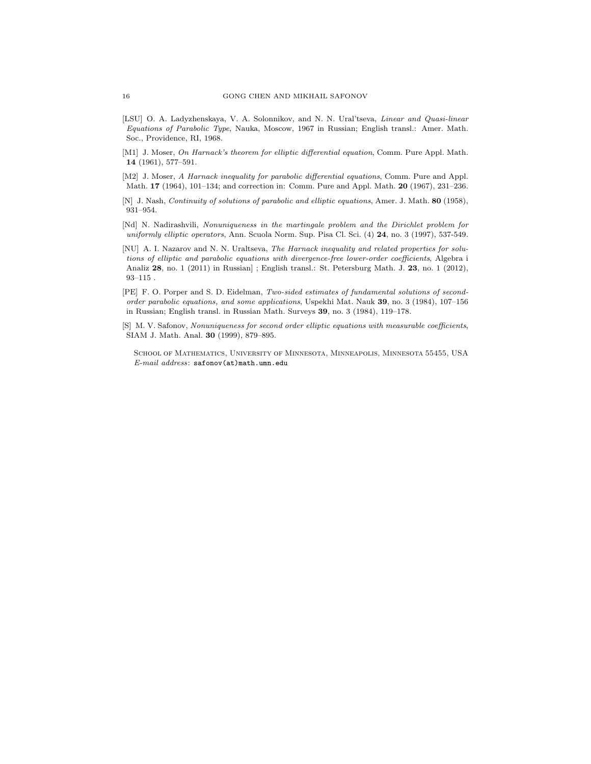[LSU] O. A. Ladyzhenskaya, V. A. Solonnikov, and N. N. Ural'tseva, *Linear and Quasi-linear Equations of Parabolic Type*, Nauka, Moscow, 1967 in Russian; English transl.: Amer. Math. Soc., Providence, RI, 1968.

[M1] J. Moser, *On Harnack's theorem for elliptic differential equation*, Comm. Pure Appl. Math. **14** (1961), 577–591.

[M2] J. Moser, *A Harnack inequality for parabolic differential equations*, Comm. Pure and Appl. Math. **17** (1964), 101–134; and correction in: Comm. Pure and Appl. Math. **20** (1967), 231–236.

[N] J. Nash, *Continuity of solutions of parabolic and elliptic equations*, Amer. J. Math. **80** (1958), 931–954.

[Nd] N. Nadirashvili, *Nonuniqueness in the martingale problem and the Dirichlet problem for uniformly elliptic operators*, Ann. Scuola Norm. Sup. Pisa Cl. Sci. (4) **24**, no. 3 (1997), 537-549.

[NU] A. I. Nazarov and N. N. Uraltseva, *The Harnack inequality and related properties for solutions of elliptic and parabolic equations with divergence-free lower-order coefficients*, Algebra i Analiz **28**, no. 1 (2011) in Russian] ; English transl.: St. Petersburg Math. J. **23**, no. 1 (2012), 93–115 .

[PE] F. O. Porper and S. D. Eidelman, *Two-sided estimates of fundamental solutions of second-order parabolic equations, and some applications*, Uspekhi Mat. Nauk **39**, no. 3 (1984), 107–156 in Russian; English transl. in Russian Math. Surveys **39**, no. 3 (1984), 119–178.

[S] M. V. Safonov, *Nonuniqueness for second order elliptic equations with measurable coefficients*, SIAM J. Math. Anal. **30** (1999), 879–895.

School of Mathematics, University of Minnesota, Minneapolis, Minnesota 55455, USA
*E-mail address*: safonov(at)math.umn.edu